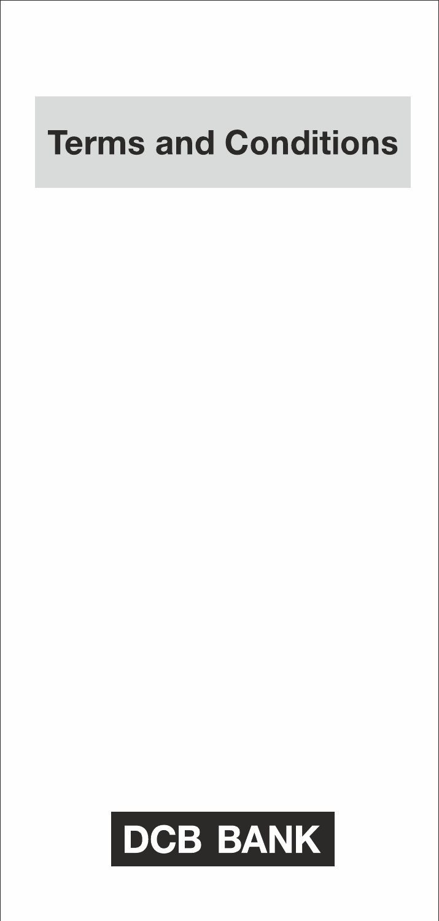# Terms and Conditions

DCB BANK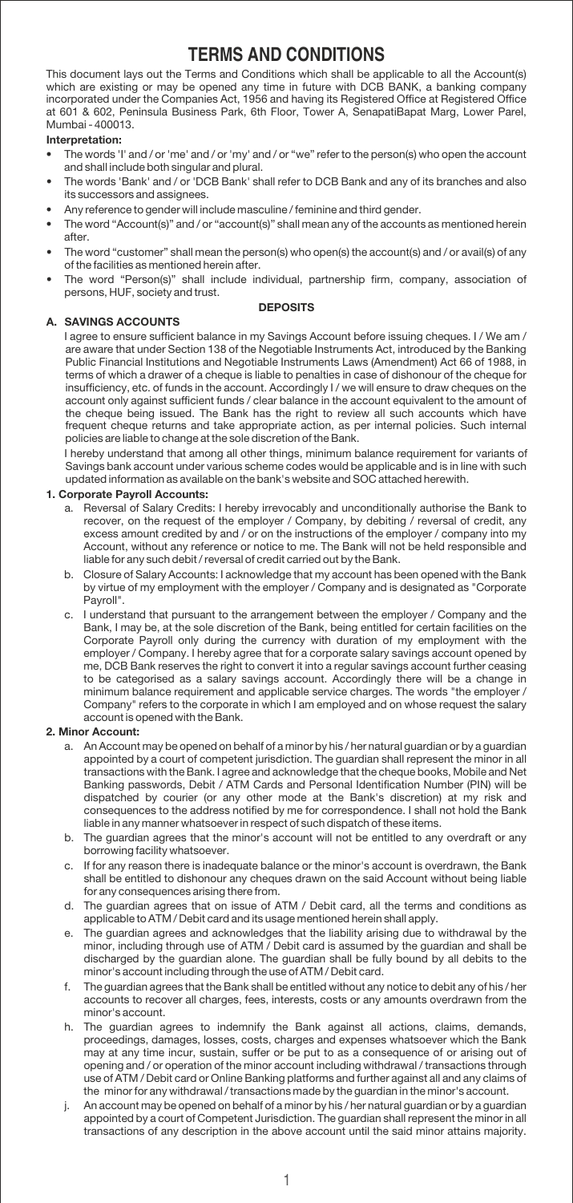# TERMS AND CONDITIONS

This document lays out the Terms and Conditions which shall be applicable to all the Account(s) which are existing or may be opened any time in future with DCB BANK, a banking company incorporated under the Companies Act, 1956 and having its Registered Office at Registered Office at 601 & 602, Peninsula Business Park, 6th Floor, Tower A, SenapatiBapat Marg, Lower Parel, Mumbai - 400013.

**Interpretation:**

- The words 'I' and / or 'me' and / or 'my' and / or "we" refer to the person(s) who open the account and shall include both singular and plural.
- The words 'Bank' and / or 'DCB Bank' shall refer to DCB Bank and any of its branches and also its successors and assignees.
- Any reference to gender will include masculine / feminine and third gender.
- The word "Account(s)" and / or "account(s)" shall mean any of the accounts as mentioned herein after.
- The word "customer" shall mean the person(s) who open(s) the account(s) and / or avail(s) of any of the facilities as mentioned herein after.
- The word "Person(s)" shall include individual, partnership firm, company, association of persons, HUF, society and trust.

## DEPOSITS

### A. SAVINGS ACCOUNTS

I agree to ensure sufficient balance in my Savings Account before issuing cheques. I / We am / are aware that under Section 138 of the Negotiable Instruments Act, introduced by the Banking Public Financial Institutions and Negotiable Instruments Laws (Amendment) Act 66 of 1988, in terms of which a drawer of a cheque is liable to penalties in case of dishonour of the cheque for insufficiency, etc. of funds in the account. Accordingly I / we will ensure to draw cheques on the account only against sufficient funds / clear balance in the account equivalent to the amount of the cheque being issued. The Bank has the right to review all such accounts which have frequent cheque returns and take appropriate action, as per internal policies. Such internal policies are liable to change at the sole discretion of the Bank.

I hereby understand that among all other things, minimum balance requirement for variants of Savings bank account under various scheme codes would be applicable and is in line with such updated information as available on the bank's website and SOC attached herewith.

#### 1. Corporate Payroll Accounts:

a. Reversal of Salary Credits: I hereby irrevocably and unconditionally authorise the Bank to recover, on the request of the employer / Company, by debiting / reversal of credit, any excess amount credited by and / or on the instructions of the employer / company into my Account, without any reference or notice to me. The Bank will not be held responsible and liable for any such debit / reversal of credit carried out by the Bank.

b. Closure of Salary Accounts: I acknowledge that my account has been opened with the Bank by virtue of my employment with the employer / Company and is designated as "Corporate Payroll".

c. I understand that pursuant to the arrangement between the employer / Company and the Bank, I may be, at the sole discretion of the Bank, being entitled for certain facilities on the Corporate Payroll only during the currency with duration of my employment with the employer / Company. I hereby agree that for a corporate salary savings account opened by me, DCB Bank reserves the right to convert it into a regular savings account further ceasing to be categorised as a salary savings account. Accordingly there will be a change in minimum balance requirement and applicable service charges. The words "the employer / Company" refers to the corporate in which I am employed and on whose request the salary account is opened with the Bank.

#### 2. Minor Account:

a. An Account may be opened on behalf of a minor by his / her natural guardian or by a guardian appointed by a court of competent jurisdiction. The guardian shall represent the minor in all transactions with the Bank. I agree and acknowledge that the cheque books, Mobile and Net Banking passwords, Debit / ATM Cards and Personal Identification Number (PIN) will be dispatched by courier (or any other mode at the Bank's discretion) at my risk and consequences to the address notified by me for correspondence. I shall not hold the Bank liable in any manner whatsoever in respect of such dispatch of these items.

b. The guardian agrees that the minor's account will not be entitled to any overdraft or any borrowing facility whatsoever.

c. If for any reason there is inadequate balance or the minor's account is overdrawn, the Bank shall be entitled to dishonour any cheques drawn on the said Account without being liable for any consequences arising there from.

d. The guardian agrees that on issue of ATM / Debit card, all the terms and conditions as applicable to ATM / Debit card and its usage mentioned herein shall apply.

e. The guardian agrees and acknowledges that the liability arising due to withdrawal by the minor, including through use of ATM / Debit card is assumed by the guardian and shall be discharged by the guardian alone. The guardian shall be fully bound by all debits to the minor's account including through the use of ATM / Debit card.

f. The guardian agrees that the Bank shall be entitled without any notice to debit any of his / her accounts to recover all charges, fees, interests, costs or any amounts overdrawn from the minor's account.

h. The guardian agrees to indemnify the Bank against all actions, claims, demands, proceedings, damages, losses, costs, charges and expenses whatsoever which the Bank may at any time incur, sustain, suffer or be put to as a consequence of or arising out of opening and / or operation of the minor account including withdrawal / transactions through use of ATM / Debit card or Online Banking platforms and further against all and any claims of the minor for any withdrawal / transactions made by the guardian in the minor's account.

j. An account may be opened on behalf of a minor by his / her natural guardian or by a guardian appointed by a court of Competent Jurisdiction. The guardian shall represent the minor in all transactions of any description in the above account until the said minor attains majority.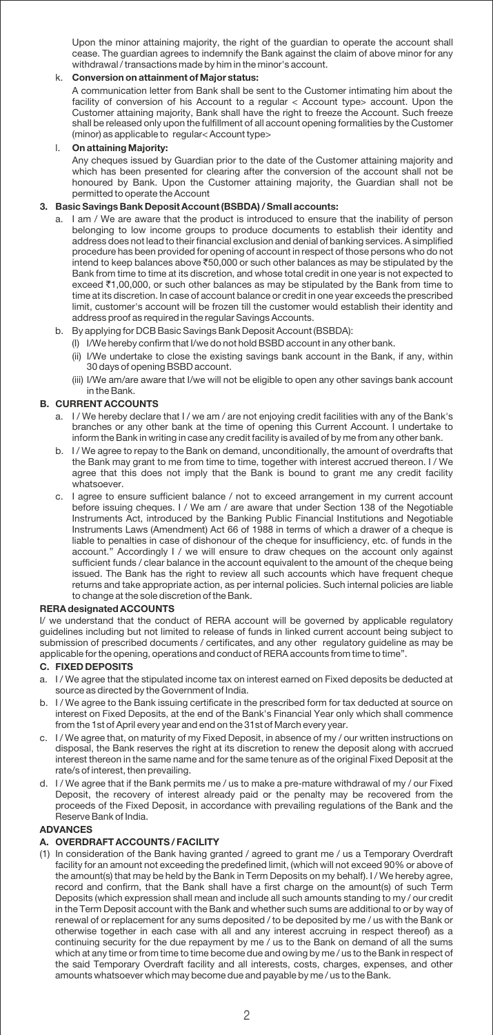Upon the minor attaining majority, the right of the guardian to operate the account shall cease. The guardian agrees to indemnify the Bank against the claim of above minor for any withdrawal / transactions made by him in the minor's account.

k. **Conversion on attainment of Major status:**

A communication letter from Bank shall be sent to the Customer intimating him about the facility of conversion of his Account to a regular < Account type> account. Upon the Customer attaining majority, Bank shall have the right to freeze the Account. Such freeze shall be released only upon the fulfillment of all account opening formalities by the Customer (minor) as applicable to regular< Account type>

l. **On attaining Majority:**

Any cheques issued by Guardian prior to the date of the Customer attaining majority and which has been presented for clearing after the conversion of the account shall not be honoured by Bank. Upon the Customer attaining majority, the Guardian shall not be permitted to operate the Account

**3. Basic Savings Bank Deposit Account (BSBDA) / Small accounts:**

a. I am / We are aware that the product is introduced to ensure that the inability of person belonging to low income groups to produce documents to establish their identity and address does not lead to their financial exclusion and denial of banking services. A simplified procedure has been provided for opening of account in respect of those persons who do not intend to keep balances above ₹50,000 or such other balances as may be stipulated by the Bank from time to time at its discretion, and whose total credit in one year is not expected to exceed ₹1,00,000, or such other balances as may be stipulated by the Bank from time to time at its discretion. In case of account balance or credit in one year exceeds the prescribed limit, customer's account will be frozen till the customer would establish their identity and address proof as required in the regular Savings Accounts.

b. By applying for DCB Basic Savings Bank Deposit Account (BSBDA):

(I) I/We hereby confirm that I/we do not hold BSBD account in any other bank.

(ii) I/We undertake to close the existing savings bank account in the Bank, if any, within 30 days of opening BSBD account.

(iii) I/We am/are aware that I/we will not be eligible to open any other savings bank account in the Bank.

**B. CURRENT ACCOUNTS**

a. I / We hereby declare that I / we am / are not enjoying credit facilities with any of the Bank's branches or any other bank at the time of opening this Current Account. I undertake to inform the Bank in writing in case any credit facility is availed of by me from any other bank.

b. I / We agree to repay to the Bank on demand, unconditionally, the amount of overdrafts that the Bank may grant to me from time to time, together with interest accrued thereon. I / We agree that this does not imply that the Bank is bound to grant me any credit facility whatsoever.

c. I agree to ensure sufficient balance / not to exceed arrangement in my current account before issuing cheques. I / We am / are aware that under Section 138 of the Negotiable Instruments Act, introduced by the Banking Public Financial Institutions and Negotiable Instruments Laws (Amendment) Act 66 of 1988 in terms of which a drawer of a cheque is liable to penalties in case of dishonour of the cheque for insufficiency, etc. of funds in the account." Accordingly I / we will ensure to draw cheques on the account only against sufficient funds / clear balance in the account equivalent to the amount of the cheque being issued. The Bank has the right to review all such accounts which have frequent cheque returns and take appropriate action, as per internal policies. Such internal policies are liable to change at the sole discretion of the Bank.

**RERA designated ACCOUNTS**

I/ we understand that the conduct of RERA account will be governed by applicable regulatory guidelines including but not limited to release of funds in linked current account being subject to submission of prescribed documents / certificates, and any other regulatory guideline as may be applicable for the opening, operations and conduct of RERA accounts from time to time".

**C. FIXED DEPOSITS**

a. I / We agree that the stipulated income tax on interest earned on Fixed deposits be deducted at source as directed by the Government of India.

b. I / We agree to the Bank issuing certificate in the prescribed form for tax deducted at source on interest on Fixed Deposits, at the end of the Bank's Financial Year only which shall commence from the 1st of April every year and end on the 31st of March every year.

c. I / We agree that, on maturity of my Fixed Deposit, in absence of my / our written instructions on disposal, the Bank reserves the right at its discretion to renew the deposit along with accrued interest thereon in the same name and for the same tenure as of the original Fixed Deposit at the rate/s of interest, then prevailing.

d. I / We agree that if the Bank permits me / us to make a pre-mature withdrawal of my / our Fixed Deposit, the recovery of interest already paid or the penalty may be recovered from the proceeds of the Fixed Deposit, in accordance with prevailing regulations of the Bank and the Reserve Bank of India.

**ADVANCES**

**A. OVERDRAFT ACCOUNTS / FACILITY**

(1) In consideration of the Bank having granted / agreed to grant me / us a Temporary Overdraft facility for an amount not exceeding the predefined limit, (which will not exceed 90% or above of the amount(s) that may be held by the Bank in Term Deposits on my behalf). I / We hereby agree, record and confirm, that the Bank shall have a first charge on the amount(s) of such Term Deposits (which expression shall mean and include all such amounts standing to my / our credit in the Term Deposit account with the Bank and whether such sums are additional to or by way of renewal of or replacement for any sums deposited / to be deposited by me / us with the Bank or otherwise together in each case with all and any interest accruing in respect thereof) as a continuing security for the due repayment by me / us to the Bank on demand of all the sums which at any time or from time to time become due and owing by me / us to the Bank in respect of the said Temporary Overdraft facility and all interests, costs, charges, expenses, and other amounts whatsoever which may become due and payable by me / us to the Bank.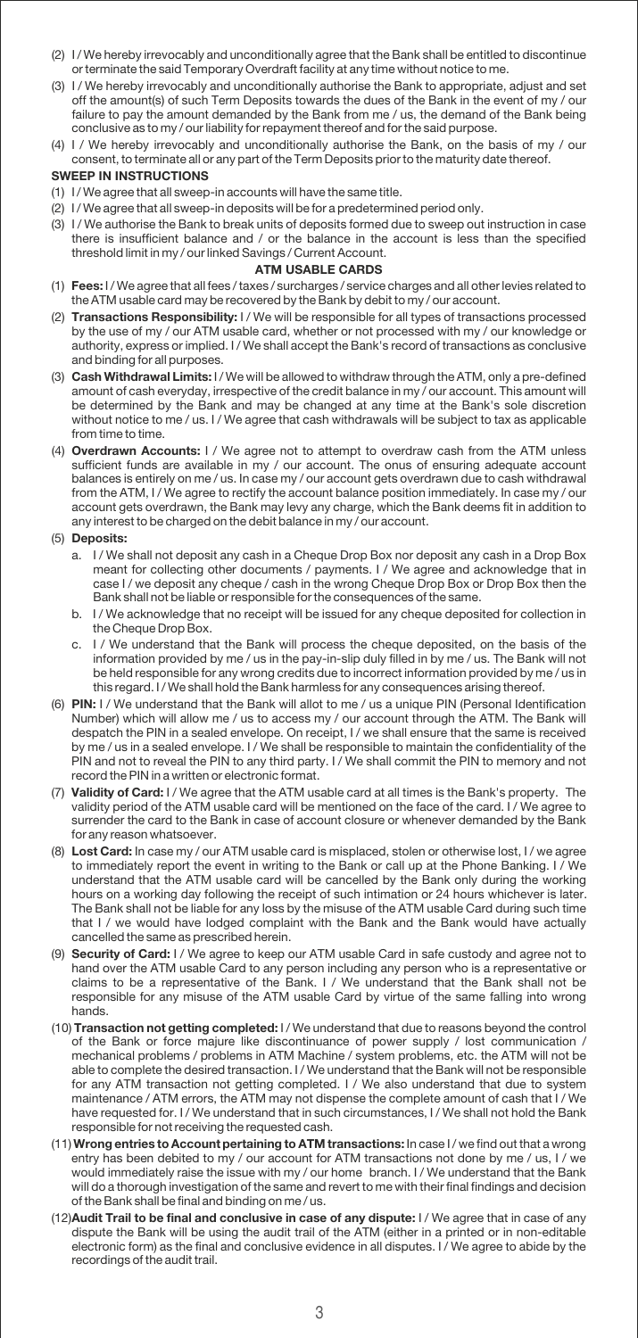(2) I / We hereby irrevocably and unconditionally agree that the Bank shall be entitled to discontinue or terminate the said Temporary Overdraft facility at any time without notice to me.

(3) I / We hereby irrevocably and unconditionally authorise the Bank to appropriate, adjust and set off the amount(s) of such Term Deposits towards the dues of the Bank in the event of my / our failure to pay the amount demanded by the Bank from me / us, the demand of the Bank being conclusive as to my / our liability for repayment thereof and for the said purpose.

(4) I / We hereby irrevocably and unconditionally authorise the Bank, on the basis of my / our consent, to terminate all or any part of the Term Deposits prior to the maturity date thereof.

**SWEEP IN INSTRUCTIONS**

(1) I / We agree that all sweep-in accounts will have the same title.

(2) I / We agree that all sweep-in deposits will be for a predetermined period only.

(3) I / We authorise the Bank to break units of deposits formed due to sweep out instruction in case there is insufficient balance and / or the balance in the account is less than the specified threshold limit in my / our linked Savings / Current Account.

## ATM USABLE CARDS

(1) **Fees:** I / We agree that all fees / taxes / surcharges / service charges and all other levies related to the ATM usable card may be recovered by the Bank by debit to my / our account.

(2) **Transactions Responsibility:** I / We will be responsible for all types of transactions processed by the use of my / our ATM usable card, whether or not processed with my / our knowledge or authority, express or implied. I / We shall accept the Bank's record of transactions as conclusive and binding for all purposes.

(3) **Cash Withdrawal Limits:** I / We will be allowed to withdraw through the ATM, only a pre-defined amount of cash everyday, irrespective of the credit balance in my / our account. This amount will be determined by the Bank and may be changed at any time at the Bank's sole discretion without notice to me / us. I / We agree that cash withdrawals will be subject to tax as applicable from time to time.

(4) **Overdrawn Accounts:** I / We agree not to attempt to overdraw cash from the ATM unless sufficient funds are available in my / our account. The onus of ensuring adequate account balances is entirely on me / us. In case my / our account gets overdrawn due to cash withdrawal from the ATM, I / We agree to rectify the account balance position immediately. In case my / our account gets overdrawn, the Bank may levy any charge, which the Bank deems fit in addition to any interest to be charged on the debit balance in my / our account.

(5) **Deposits:**

a. I / We shall not deposit any cash in a Cheque Drop Box nor deposit any cash in a Drop Box meant for collecting other documents / payments. I / We agree and acknowledge that in case I / we deposit any cheque / cash in the wrong Cheque Drop Box or Drop Box then the Bank shall not be liable or responsible for the consequences of the same.

b. I / We acknowledge that no receipt will be issued for any cheque deposited for collection in the Cheque Drop Box.

c. I / We understand that the Bank will process the cheque deposited, on the basis of the information provided by me / us in the pay-in-slip duly filled in by me / us. The Bank will not be held responsible for any wrong credits due to incorrect information provided by me / us in this regard. I / We shall hold the Bank harmless for any consequences arising thereof.

(6) **PIN:** I / We understand that the Bank will allot to me / us a unique PIN (Personal Identification Number) which will allow me / us to access my / our account through the ATM. The Bank will despatch the PIN in a sealed envelope. On receipt, I / we shall ensure that the same is received by me / us in a sealed envelope. I / We shall be responsible to maintain the confidentiality of the PIN and not to reveal the PIN to any third party. I / We shall commit the PIN to memory and not record the PIN in a written or electronic format.

(7) **Validity of Card:** I / We agree that the ATM usable card at all times is the Bank's property. The validity period of the ATM usable card will be mentioned on the face of the card. I / We agree to surrender the card to the Bank in case of account closure or whenever demanded by the Bank for any reason whatsoever.

(8) **Lost Card:** In case my / our ATM usable card is misplaced, stolen or otherwise lost, I / we agree to immediately report the event in writing to the Bank or call up at the Phone Banking. I / We understand that the ATM usable card will be cancelled by the Bank only during the working hours on a working day following the receipt of such intimation or 24 hours whichever is later. The Bank shall not be liable for any loss by the misuse of the ATM usable Card during such time that I / we would have lodged complaint with the Bank and the Bank would have actually cancelled the same as prescribed herein.

(9) **Security of Card:** I / We agree to keep our ATM usable Card in safe custody and agree not to hand over the ATM usable Card to any person including any person who is a representative or claims to be a representative of the Bank. I / We understand that the Bank shall not be responsible for any misuse of the ATM usable Card by virtue of the same falling into wrong hands.

(10) **Transaction not getting completed:** I / We understand that due to reasons beyond the control of the Bank or force majure like discontinuance of power supply / lost communication / mechanical problems / problems in ATM Machine / system problems, etc. the ATM will not be able to complete the desired transaction. I / We understand that the Bank will not be responsible for any ATM transaction not getting completed. I / We also understand that due to system maintenance / ATM errors, the ATM may not dispense the complete amount of cash that I / We have requested for. I / We understand that in such circumstances, I / We shall not hold the Bank responsible for not receiving the requested cash.

(11) **Wrong entries to Account pertaining to ATM transactions:** In case I / we find out that a wrong entry has been debited to my / our account for ATM transactions not done by me / us, I / we would immediately raise the issue with my / our home branch. I / We understand that the Bank will do a thorough investigation of the same and revert to me with their final findings and decision of the Bank shall be final and binding on me / us.

(12) **Audit Trail to be final and conclusive in case of any dispute:** I / We agree that in case of any dispute the Bank will be using the audit trail of the ATM (either in a printed or in non-editable electronic form) as the final and conclusive evidence in all disputes. I / We agree to abide by the recordings of the audit trail.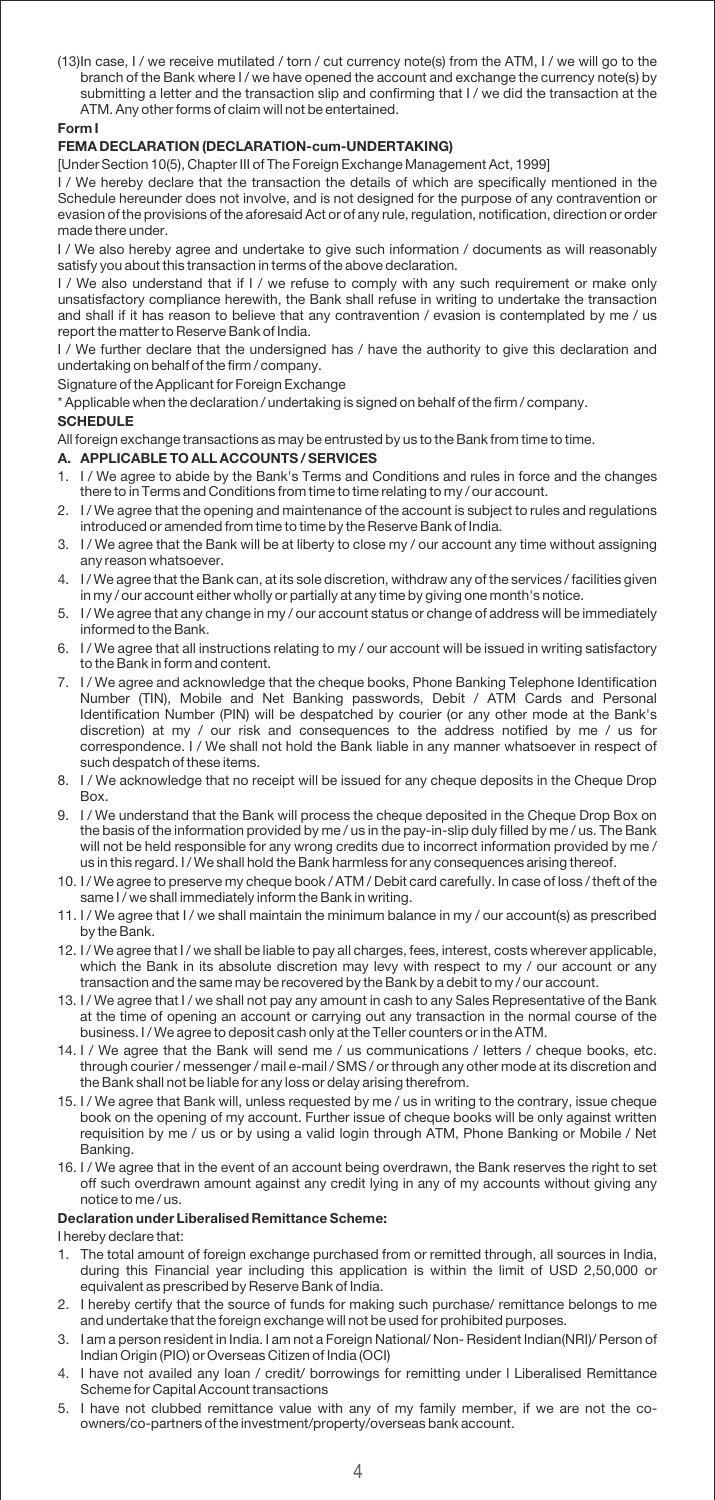(13)In case, I / we receive mutilated / torn / cut currency note(s) from the ATM, I / we will go to the branch of the Bank where I / we have opened the account and exchange the currency note(s) by submitting a letter and the transaction slip and confirming that I / we did the transaction at the ATM. Any other forms of claim will not be entertained.

**Form I**

**FEMA DECLARATION (DECLARATION-cum-UNDERTAKING)**

[Under Section 10(5), Chapter III of The Foreign Exchange Management Act, 1999]

I / We hereby declare that the transaction the details of which are specifically mentioned in the Schedule hereunder does not involve, and is not designed for the purpose of any contravention or evasion of the provisions of the aforesaid Act or of any rule, regulation, notification, direction or order made there under.

I / We also hereby agree and undertake to give such information / documents as will reasonably satisfy you about this transaction in terms of the above declaration.

I / We also understand that if I / we refuse to comply with any such requirement or make only unsatisfactory compliance herewith, the Bank shall refuse in writing to undertake the transaction and shall if it has reason to believe that any contravention / evasion is contemplated by me / us report the matter to Reserve Bank of India.

I / We further declare that the undersigned has / have the authority to give this declaration and undertaking on behalf of the firm / company.

Signature of the Applicant for Foreign Exchange

* Applicable when the declaration / undertaking is signed on behalf of the firm / company.

**SCHEDULE**

All foreign exchange transactions as may be entrusted by us to the Bank from time to time.

**A. APPLICABLE TO ALL ACCOUNTS / SERVICES**

1. I / We agree to abide by the Bank's Terms and Conditions and rules in force and the changes there to in Terms and Conditions from time to time relating to my / our account.
2. I / We agree that the opening and maintenance of the account is subject to rules and regulations introduced or amended from time to time by the Reserve Bank of India.
3. I / We agree that the Bank will be at liberty to close my / our account any time without assigning any reason whatsoever.
4. I / We agree that the Bank can, at its sole discretion, withdraw any of the services / facilities given in my / our account either wholly or partially at any time by giving one month's notice.
5. I / We agree that any change in my / our account status or change of address will be immediately informed to the Bank.
6. I / We agree that all instructions relating to my / our account will be issued in writing satisfactory to the Bank in form and content.
7. I / We agree and acknowledge that the cheque books, Phone Banking Telephone Identification Number (TIN), Mobile and Net Banking passwords, Debit / ATM Cards and Personal Identification Number (PIN) will be despatched by courier (or any other mode at the Bank's discretion) at my / our risk and consequences to the address notified by me / us for correspondence. I / We shall not hold the Bank liable in any manner whatsoever in respect of such despatch of these items.
8. I / We acknowledge that no receipt will be issued for any cheque deposits in the Cheque Drop Box.
9. I / We understand that the Bank will process the cheque deposited in the Cheque Drop Box on the basis of the information provided by me / us in the pay-in-slip duly filled by me / us. The Bank will not be held responsible for any wrong credits due to incorrect information provided by me / us in this regard. I / We shall hold the Bank harmless for any consequences arising thereof.
10. I / We agree to preserve my cheque book / ATM / Debit card carefully. In case of loss / theft of the same I / we shall immediately inform the Bank in writing.
11. I / We agree that I / we shall maintain the minimum balance in my / our account(s) as prescribed by the Bank.
12. I / We agree that I / we shall be liable to pay all charges, fees, interest, costs wherever applicable, which the Bank in its absolute discretion may levy with respect to my / our account or any transaction and the same may be recovered by the Bank by a debit to my / our account.
13. I / We agree that I / we shall not pay any amount in cash to any Sales Representative of the Bank at the time of opening an account or carrying out any transaction in the normal course of the business. I / We agree to deposit cash only at the Teller counters or in the ATM.
14. I / We agree that the Bank will send me / us communications / letters / cheque books, etc. through courier / messenger / mail e-mail / SMS / or through any other mode at its discretion and the Bank shall not be liable for any loss or delay arising therefrom.
15. I / We agree that Bank will, unless requested by me / us in writing to the contrary, issue cheque book on the opening of my account. Further issue of cheque books will be only against written requisition by me / us or by using a valid login through ATM, Phone Banking or Mobile / Net Banking.
16. I / We agree that in the event of an account being overdrawn, the Bank reserves the right to set off such overdrawn amount against any credit lying in any of my accounts without giving any notice to me / us.

**Declaration under Liberalised Remittance Scheme:**

I hereby declare that:

1. The total amount of foreign exchange purchased from or remitted through, all sources in India, during this Financial year including this application is within the limit of USD 2,50,000 or equivalent as prescribed by Reserve Bank of India.
2. I hereby certify that the source of funds for making such purchase/ remittance belongs to me and undertake that the foreign exchange will not be used for prohibited purposes.
3. I am a person resident in India. I am not a Foreign National/ Non- Resident Indian(NRI)/ Person of Indian Origin (PIO) or Overseas Citizen of India (OCI)
4. I have not availed any loan / credit/ borrowings for remitting under I Liberalised Remittance Scheme for Capital Account transactions
5. I have not clubbed remittance value with any of my family member, if we are not the co-owners/co-partners of the investment/property/overseas bank account.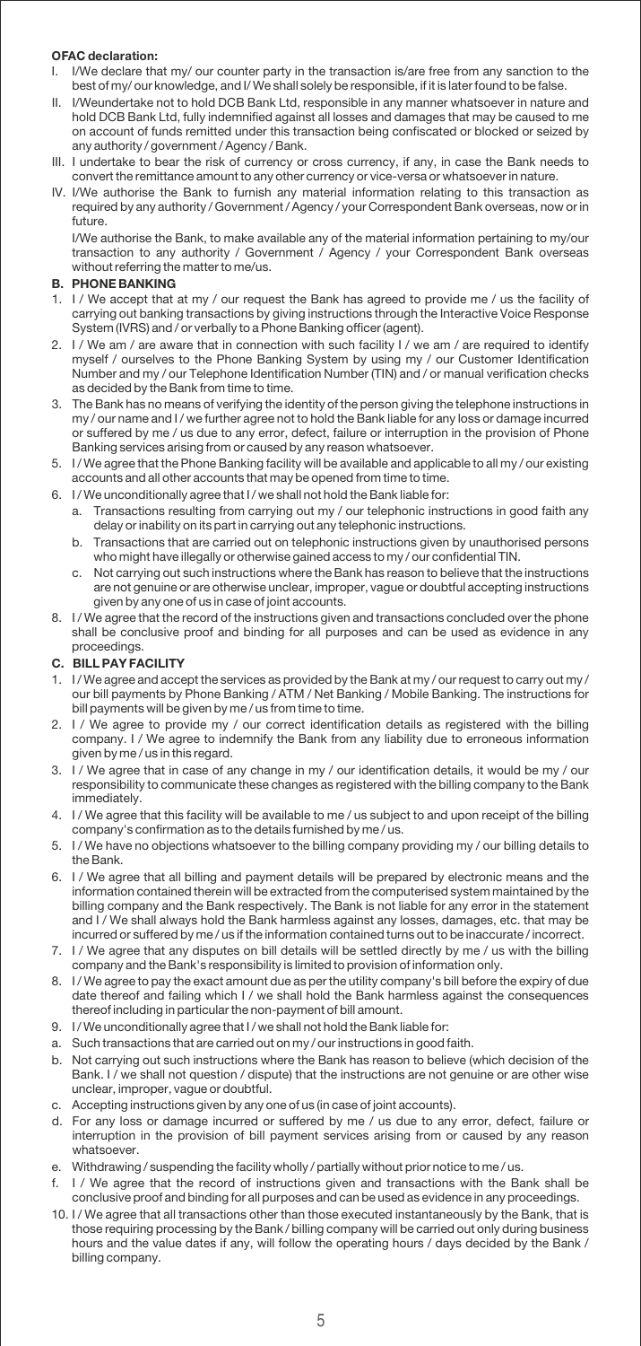**OFAC declaration:**

I. I/We declare that my/ our counter party in the transaction is/are free from any sanction to the best of my/ our knowledge, and I/ We shall solely be responsible, if it is later found to be false.

II. I/Weundertake not to hold DCB Bank Ltd, responsible in any manner whatsoever in nature and hold DCB Bank Ltd, fully indemnified against all losses and damages that may be caused to me on account of funds remitted under this transaction being confiscated or blocked or seized by any authority / government / Agency / Bank.

III. I undertake to bear the risk of currency or cross currency, if any, in case the Bank needs to convert the remittance amount to any other currency or vice-versa or whatsoever in nature.

IV. I/We authorise the Bank to furnish any material information relating to this transaction as required by any authority / Government / Agency / your Correspondent Bank overseas, now or in future.

I/We authorise the Bank, to make available any of the material information pertaining to my/our transaction to any authority / Government / Agency / your Correspondent Bank overseas without referring the matter to me/us.

**B. PHONE BANKING**

1. I / We accept that at my / our request the Bank has agreed to provide me / us the facility of carrying out banking transactions by giving instructions through the Interactive Voice Response System (IVRS) and / or verbally to a Phone Banking officer (agent).
2. I / We am / are aware that in connection with such facility I / we am / are required to identify myself / ourselves to the Phone Banking System by using my / our Customer Identification Number and my / our Telephone Identification Number (TIN) and / or manual verification checks as decided by the Bank from time to time.
3. The Bank has no means of verifying the identity of the person giving the telephone instructions in my / our name and I / we further agree not to hold the Bank liable for any loss or damage incurred or suffered by me / us due to any error, defect, failure or interruption in the provision of Phone Banking services arising from or caused by any reason whatsoever.
5. I / We agree that the Phone Banking facility will be available and applicable to all my / our existing accounts and all other accounts that may be opened from time to time.
6. I / We unconditionally agree that I / we shall not hold the Bank liable for:
   a. Transactions resulting from carrying out my / our telephonic instructions in good faith any delay or inability on its part in carrying out any telephonic instructions.
   b. Transactions that are carried out on telephonic instructions given by unauthorised persons who might have illegally or otherwise gained access to my / our confidential TIN.
   c. Not carrying out such instructions where the Bank has reason to believe that the instructions are not genuine or are otherwise unclear, improper, vague or doubtful accepting instructions given by any one of us in case of joint accounts.
8. I / We agree that the record of the instructions given and transactions concluded over the phone shall be conclusive proof and binding for all purposes and can be used as evidence in any proceedings.

**C. BILL PAY FACILITY**

1. I / We agree and accept the services as provided by the Bank at my / our request to carry out my / our bill payments by Phone Banking / ATM / Net Banking / Mobile Banking. The instructions for bill payments will be given by me / us from time to time.
2. I / We agree to provide my / our correct identification details as registered with the billing company. I / We agree to indemnify the Bank from any liability due to erroneous information given by me / us in this regard.
3. I / We agree that in case of any change in my / our identification details, it would be my / our responsibility to communicate these changes as registered with the billing company to the Bank immediately.
4. I / We agree that this facility will be available to me / us subject to and upon receipt of the billing company's confirmation as to the details furnished by me / us.
5. I / We have no objections whatsoever to the billing company providing my / our billing details to the Bank.
6. I / We agree that all billing and payment details will be prepared by electronic means and the information contained therein will be extracted from the computerised system maintained by the billing company and the Bank respectively. The Bank is not liable for any error in the statement and I / We shall always hold the Bank harmless against any losses, damages, etc. that may be incurred or suffered by me / us if the information contained turns out to be inaccurate / incorrect.
7. I / We agree that any disputes on bill details will be settled directly by me / us with the billing company and the Bank's responsibility is limited to provision of information only.
8. I / We agree to pay the exact amount due as per the utility company's bill before the expiry of due date thereof and failing which I / we shall hold the Bank harmless against the consequences thereof including in particular the non-payment of bill amount.
9. I / We unconditionally agree that I / we shall not hold the Bank liable for:

a. Such transactions that are carried out on my / our instructions in good faith.

b. Not carrying out such instructions where the Bank has reason to believe (which decision of the Bank. I / we shall not question / dispute) that the instructions are not genuine or are other wise unclear, improper, vague or doubtful.

c. Accepting instructions given by any one of us (in case of joint accounts).

d. For any loss or damage incurred or suffered by me / us due to any error, defect, failure or interruption in the provision of bill payment services arising from or caused by any reason whatsoever.

e. Withdrawing / suspending the facility wholly / partially without prior notice to me / us.

f. I / We agree that the record of instructions given and transactions with the Bank shall be conclusive proof and binding for all purposes and can be used as evidence in any proceedings.

10. I / We agree that all transactions other than those executed instantaneously by the Bank, that is those requiring processing by the Bank / billing company will be carried out only during business hours and the value dates if any, will follow the operating hours / days decided by the Bank / billing company.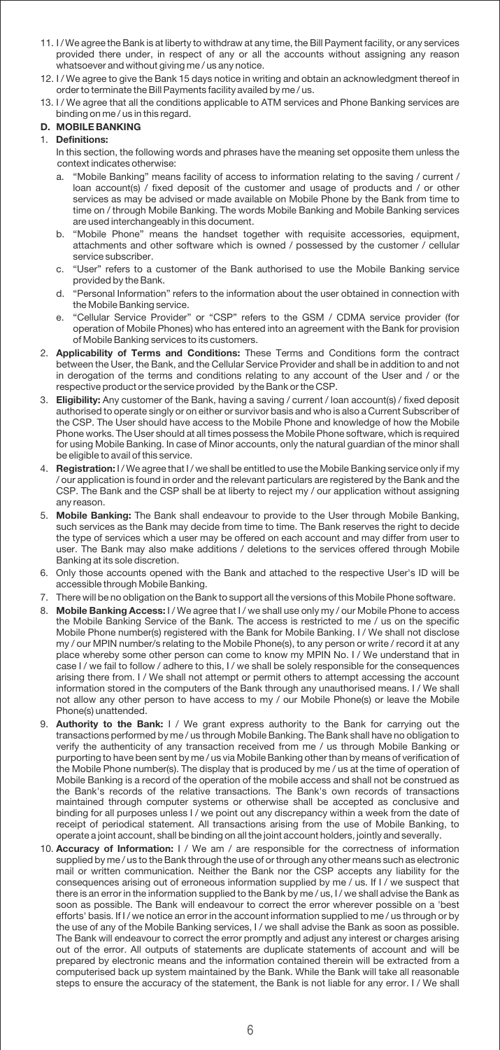11. I / We agree the Bank is at liberty to withdraw at any time, the Bill Payment facility, or any services provided there under, in respect of any or all the accounts without assigning any reason whatsoever and without giving me / us any notice.
12. I / We agree to give the Bank 15 days notice in writing and obtain an acknowledgment thereof in order to terminate the Bill Payments facility availed by me / us.
13. I / We agree that all the conditions applicable to ATM services and Phone Banking services are binding on me / us in this regard.

## D. MOBILE BANKING

1. **Definitions:**

   In this section, the following words and phrases have the meaning set opposite them unless the context indicates otherwise:

   a. "Mobile Banking" means facility of access to information relating to the saving / current / loan account(s) / fixed deposit of the customer and usage of products and / or other services as may be advised or made available on Mobile Phone by the Bank from time to time on / through Mobile Banking. The words Mobile Banking and Mobile Banking services are used interchangeably in this document.
   b. "Mobile Phone" means the handset together with requisite accessories, equipment, attachments and other software which is owned / possessed by the customer / cellular service subscriber.
   c. "User" refers to a customer of the Bank authorised to use the Mobile Banking service provided by the Bank.
   d. "Personal Information" refers to the information about the user obtained in connection with the Mobile Banking service.
   e. "Cellular Service Provider" or "CSP" refers to the GSM / CDMA service provider (for operation of Mobile Phones) who has entered into an agreement with the Bank for provision of Mobile Banking services to its customers.

2. **Applicability of Terms and Conditions:** These Terms and Conditions form the contract between the User, the Bank, and the Cellular Service Provider and shall be in addition to and not in derogation of the terms and conditions relating to any account of the User and / or the respective product or the service provided by the Bank or the CSP.
3. **Eligibility:** Any customer of the Bank, having a saving / current / loan account(s) / fixed deposit authorised to operate singly or on either or survivor basis and who is also a Current Subscriber of the CSP. The User should have access to the Mobile Phone and knowledge of how the Mobile Phone works. The User should at all times possess the Mobile Phone software, which is required for using Mobile Banking. In case of Minor accounts, only the natural guardian of the minor shall be eligible to avail of this service.
4. **Registration:** I / We agree that I / we shall be entitled to use the Mobile Banking service only if my / our application is found in order and the relevant particulars are registered by the Bank and the CSP. The Bank and the CSP shall be at liberty to reject my / our application without assigning any reason.
5. **Mobile Banking:** The Bank shall endeavour to provide to the User through Mobile Banking, such services as the Bank may decide from time to time. The Bank reserves the right to decide the type of services which a user may be offered on each account and may differ from user to user. The Bank may also make additions / deletions to the services offered through Mobile Banking at its sole discretion.
6. Only those accounts opened with the Bank and attached to the respective User's ID will be accessible through Mobile Banking.
7. There will be no obligation on the Bank to support all the versions of this Mobile Phone software.
8. **Mobile Banking Access:** I / We agree that I / we shall use only my / our Mobile Phone to access the Mobile Banking Service of the Bank. The access is restricted to me / us on the specific Mobile Phone number(s) registered with the Bank for Mobile Banking. I / We shall not disclose my / our MPIN number/s relating to the Mobile Phone(s), to any person or write / record it at any place whereby some other person can come to know my MPIN No. I / We understand that in case I / we fail to follow / adhere to this, I / we shall be solely responsible for the consequences arising there from. I / We shall not attempt or permit others to attempt accessing the account information stored in the computers of the Bank through any unauthorised means. I / We shall not allow any other person to have access to my / our Mobile Phone(s) or leave the Mobile Phone(s) unattended.
9. **Authority to the Bank:** I / We grant express authority to the Bank for carrying out the transactions performed by me / us through Mobile Banking. The Bank shall have no obligation to verify the authenticity of any transaction received from me / us through Mobile Banking or purporting to have been sent by me / us via Mobile Banking other than by means of verification of the Mobile Phone number(s). The display that is produced by me / us at the time of operation of Mobile Banking is a record of the operation of the mobile access and shall not be construed as the Bank's records of the relative transactions. The Bank's own records of transactions maintained through computer systems or otherwise shall be accepted as conclusive and binding for all purposes unless I / we point out any discrepancy within a week from the date of receipt of periodical statement. All transactions arising from the use of Mobile Banking, to operate a joint account, shall be binding on all the joint account holders, jointly and severally.
10. **Accuracy of Information:** I / We am / are responsible for the correctness of information supplied by me / us to the Bank through the use of or through any other means such as electronic mail or written communication. Neither the Bank nor the CSP accepts any liability for the consequences arising out of erroneous information supplied by me / us. If I / we suspect that there is an error in the information supplied to the Bank by me / us, I / we shall advise the Bank as soon as possible. The Bank will endeavour to correct the error wherever possible on a 'best efforts' basis. If I / we notice an error in the account information supplied to me / us through or by the use of any of the Mobile Banking services, I / we shall advise the Bank as soon as possible. The Bank will endeavour to correct the error promptly and adjust any interest or charges arising out of the error. All outputs of statements are duplicate statements of account and will be prepared by electronic means and the information contained therein will be extracted from a computerised back up system maintained by the Bank. While the Bank will take all reasonable steps to ensure the accuracy of the statement, the Bank is not liable for any error. I / We shall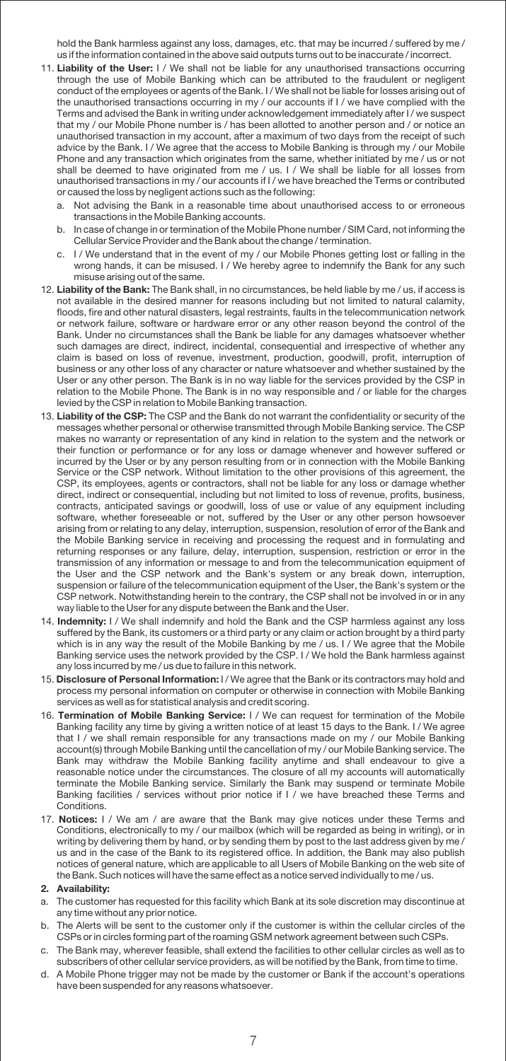hold the Bank harmless against any loss, damages, etc. that may be incurred / suffered by me / us if the information contained in the above said outputs turns out to be inaccurate / incorrect.

11. **Liability of the User:** I / We shall not be liable for any unauthorised transactions occurring through the use of Mobile Banking which can be attributed to the fraudulent or negligent conduct of the employees or agents of the Bank. I / We shall not be liable for losses arising out of the unauthorised transactions occurring in my / our accounts if I / we have complied with the Terms and advised the Bank in writing under acknowledgement immediately after I / we suspect that my / our Mobile Phone number is / has been allotted to another person and / or notice an unauthorised transaction in my account, after a maximum of two days from the receipt of such advice by the Bank. I / We agree that the access to Mobile Banking is through my / our Mobile Phone and any transaction which originates from the same, whether initiated by me / us or not shall be deemed to have originated from me / us. I / We shall be liable for all losses from unauthorised transactions in my / our accounts if I / we have breached the Terms or contributed or caused the loss by negligent actions such as the following:
    a. Not advising the Bank in a reasonable time about unauthorised access to or erroneous transactions in the Mobile Banking accounts.
    b. In case of change in or termination of the Mobile Phone number / SIM Card, not informing the Cellular Service Provider and the Bank about the change / termination.
    c. I / We understand that in the event of my / our Mobile Phones getting lost or falling in the wrong hands, it can be misused. I / We hereby agree to indemnify the Bank for any such misuse arising out of the same.
12. **Liability of the Bank:** The Bank shall, in no circumstances, be held liable by me / us, if access is not available in the desired manner for reasons including but not limited to natural calamity, floods, fire and other natural disasters, legal restraints, faults in the telecommunication network or network failure, software or hardware error or any other reason beyond the control of the Bank. Under no circumstances shall the Bank be liable for any damages whatsoever whether such damages are direct, indirect, incidental, consequential and irrespective of whether any claim is based on loss of revenue, investment, production, goodwill, profit, interruption of business or any other loss of any character or nature whatsoever and whether sustained by the User or any other person. The Bank is in no way liable for the services provided by the CSP in relation to the Mobile Phone. The Bank is in no way responsible and / or liable for the charges levied by the CSP in relation to Mobile Banking transaction.
13. **Liability of the CSP:** The CSP and the Bank do not warrant the confidentiality or security of the messages whether personal or otherwise transmitted through Mobile Banking service. The CSP makes no warranty or representation of any kind in relation to the system and the network or their function or performance or for any loss or damage whenever and however suffered or incurred by the User or by any person resulting from or in connection with the Mobile Banking Service or the CSP network. Without limitation to the other provisions of this agreement, the CSP, its employees, agents or contractors, shall not be liable for any loss or damage whether direct, indirect or consequential, including but not limited to loss of revenue, profits, business, contracts, anticipated savings or goodwill, loss of use or value of any equipment including software, whether foreseeable or not, suffered by the User or any other person howsoever arising from or relating to any delay, interruption, suspension, resolution of error of the Bank and the Mobile Banking service in receiving and processing the request and in formulating and returning responses or any failure, delay, interruption, suspension, restriction or error in the transmission of any information or message to and from the telecommunication equipment of the User and the CSP network and the Bank's system or any break down, interruption, suspension or failure of the telecommunication equipment of the User, the Bank's system or the CSP network. Notwithstanding herein to the contrary, the CSP shall not be involved in or in any way liable to the User for any dispute between the Bank and the User.
14. **Indemnity:** I / We shall indemnify and hold the Bank and the CSP harmless against any loss suffered by the Bank, its customers or a third party or any claim or action brought by a third party which is in any way the result of the Mobile Banking by me / us. I / We agree that the Mobile Banking service uses the network provided by the CSP. I / We hold the Bank harmless against any loss incurred by me / us due to failure in this network.
15. **Disclosure of Personal Information:** I / We agree that the Bank or its contractors may hold and process my personal information on computer or otherwise in connection with Mobile Banking services as well as for statistical analysis and credit scoring.
16. **Termination of Mobile Banking Service:** I / We can request for termination of the Mobile Banking facility any time by giving a written notice of at least 15 days to the Bank. I / We agree that I / we shall remain responsible for any transactions made on my / our Mobile Banking account(s) through Mobile Banking until the cancellation of my / our Mobile Banking service. The Bank may withdraw the Mobile Banking facility anytime and shall endeavour to give a reasonable notice under the circumstances. The closure of all my accounts will automatically terminate the Mobile Banking service. Similarly the Bank may suspend or terminate Mobile Banking facilities / services without prior notice if I / we have breached these Terms and Conditions.
17. **Notices:** I / We am / are aware that the Bank may give notices under these Terms and Conditions, electronically to my / our mailbox (which will be regarded as being in writing), or in writing by delivering them by hand, or by sending them by post to the last address given by me / us and in the case of the Bank to its registered office. In addition, the Bank may also publish notices of general nature, which are applicable to all Users of Mobile Banking on the web site of the Bank. Such notices will have the same effect as a notice served individually to me / us.

**2. Availability:**

a. The customer has requested for this facility which Bank at its sole discretion may discontinue at any time without any prior notice.

b. The Alerts will be sent to the customer only if the customer is within the cellular circles of the CSPs or in circles forming part of the roaming GSM network agreement between such CSPs.

c. The Bank may, wherever feasible, shall extend the facilities to other cellular circles as well as to subscribers of other cellular service providers, as will be notified by the Bank, from time to time.

d. A Mobile Phone trigger may not be made by the customer or Bank if the account's operations have been suspended for any reasons whatsoever.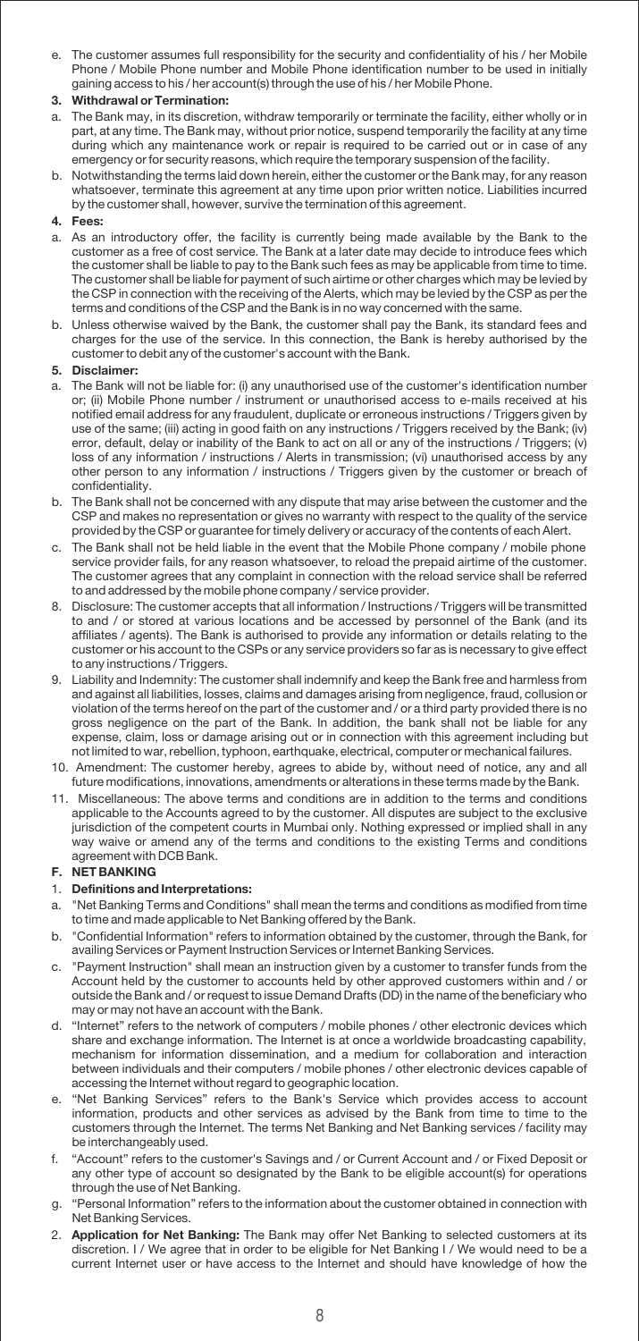e. The customer assumes full responsibility for the security and confidentiality of his / her Mobile Phone / Mobile Phone number and Mobile Phone identification number to be used in initially gaining access to his / her account(s) through the use of his / her Mobile Phone.

**3. Withdrawal or Termination:**

a. The Bank may, in its discretion, withdraw temporarily or terminate the facility, either wholly or in part, at any time. The Bank may, without prior notice, suspend temporarily the facility at any time during which any maintenance work or repair is required to be carried out or in case of any emergency or for security reasons, which require the temporary suspension of the facility.

b. Notwithstanding the terms laid down herein, either the customer or the Bank may, for any reason whatsoever, terminate this agreement at any time upon prior written notice. Liabilities incurred by the customer shall, however, survive the termination of this agreement.

**4. Fees:**

a. As an introductory offer, the facility is currently being made available by the Bank to the customer as a free of cost service. The Bank at a later date may decide to introduce fees which the customer shall be liable to pay to the Bank such fees as may be applicable from time to time. The customer shall be liable for payment of such airtime or other charges which may be levied by the CSP in connection with the receiving of the Alerts, which may be levied by the CSP as per the terms and conditions of the CSP and the Bank is in no way concerned with the same.

b. Unless otherwise waived by the Bank, the customer shall pay the Bank, its standard fees and charges for the use of the service. In this connection, the Bank is hereby authorised by the customer to debit any of the customer's account with the Bank.

**5. Disclaimer:**

a. The Bank will not be liable for: (i) any unauthorised use of the customer's identification number or; (ii) Mobile Phone number / instrument or unauthorised access to e-mails received at his notified email address for any fraudulent, duplicate or erroneous instructions / Triggers given by use of the same; (iii) acting in good faith on any instructions / Triggers received by the Bank; (iv) error, default, delay or inability of the Bank to act on all or any of the instructions / Triggers; (v) loss of any information / instructions / Alerts in transmission; (vi) unauthorised access by any other person to any information / instructions / Triggers given by the customer or breach of confidentiality.

b. The Bank shall not be concerned with any dispute that may arise between the customer and the CSP and makes no representation or gives no warranty with respect to the quality of the service provided by the CSP or guarantee for timely delivery or accuracy of the contents of each Alert.

c. The Bank shall not be held liable in the event that the Mobile Phone company / mobile phone service provider fails, for any reason whatsoever, to reload the prepaid airtime of the customer. The customer agrees that any complaint in connection with the reload service shall be referred to and addressed by the mobile phone company / service provider.

8. Disclosure: The customer accepts that all information / Instructions / Triggers will be transmitted to and / or stored at various locations and be accessed by personnel of the Bank (and its affiliates / agents). The Bank is authorised to provide any information or details relating to the customer or his account to the CSPs or any service providers so far as is necessary to give effect to any instructions / Triggers.

9. Liability and Indemnity: The customer shall indemnify and keep the Bank free and harmless from and against all liabilities, losses, claims and damages arising from negligence, fraud, collusion or violation of the terms hereof on the part of the customer and / or a third party provided there is no gross negligence on the part of the Bank. In addition, the bank shall not be liable for any expense, claim, loss or damage arising out or in connection with this agreement including but not limited to war, rebellion, typhoon, earthquake, electrical, computer or mechanical failures.

10. Amendment: The customer hereby, agrees to abide by, without need of notice, any and all future modifications, innovations, amendments or alterations in these terms made by the Bank.

11. Miscellaneous: The above terms and conditions are in addition to the terms and conditions applicable to the Accounts agreed to by the customer. All disputes are subject to the exclusive jurisdiction of the competent courts in Mumbai only. Nothing expressed or implied shall in any way waive or amend any of the terms and conditions to the existing Terms and conditions agreement with DCB Bank.

## F. NET BANKING

**1. Definitions and Interpretations:**

a. "Net Banking Terms and Conditions" shall mean the terms and conditions as modified from time to time and made applicable to Net Banking offered by the Bank.

b. "Confidential Information" refers to information obtained by the customer, through the Bank, for availing Services or Payment Instruction Services or Internet Banking Services.

c. "Payment Instruction" shall mean an instruction given by a customer to transfer funds from the Account held by the customer to accounts held by other approved customers within and / or outside the Bank and / or request to issue Demand Drafts (DD) in the name of the beneficiary who may or may not have an account with the Bank.

d. "Internet" refers to the network of computers / mobile phones / other electronic devices which share and exchange information. The Internet is at once a worldwide broadcasting capability, mechanism for information dissemination, and a medium for collaboration and interaction between individuals and their computers / mobile phones / other electronic devices capable of accessing the Internet without regard to geographic location.

e. "Net Banking Services" refers to the Bank's Service which provides access to account information, products and other services as advised by the Bank from time to time to the customers through the Internet. The terms Net Banking and Net Banking services / facility may be interchangeably used.

f. "Account" refers to the customer's Savings and / or Current Account and / or Fixed Deposit or any other type of account so designated by the Bank to be eligible account(s) for operations through the use of Net Banking.

g. "Personal Information" refers to the information about the customer obtained in connection with Net Banking Services.

2. **Application for Net Banking:** The Bank may offer Net Banking to selected customers at its discretion. I / We agree that in order to be eligible for Net Banking I / We would need to be a current Internet user or have access to the Internet and should have knowledge of how the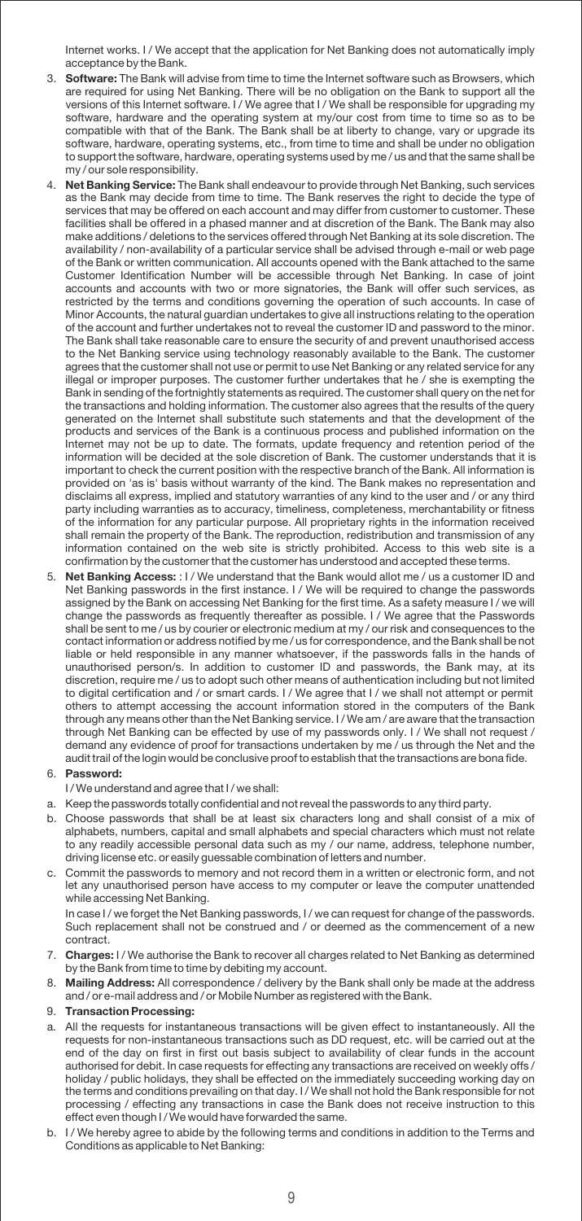Internet works. I / We accept that the application for Net Banking does not automatically imply acceptance by the Bank.

3. **Software:** The Bank will advise from time to time the Internet software such as Browsers, which are required for using Net Banking. There will be no obligation on the Bank to support all the versions of this Internet software. I / We agree that I / We shall be responsible for upgrading my software, hardware and the operating system at my/our cost from time to time so as to be compatible with that of the Bank. The Bank shall be at liberty to change, vary or upgrade its software, hardware, operating systems, etc., from time to time and shall be under no obligation to support the software, hardware, operating systems used by me / us and that the same shall be my / our sole responsibility.
4. **Net Banking Service:** The Bank shall endeavour to provide through Net Banking, such services as the Bank may decide from time to time. The Bank reserves the right to decide the type of services that may be offered on each account and may differ from customer to customer. These facilities shall be offered in a phased manner and at discretion of the Bank. The Bank may also make additions / deletions to the services offered through Net Banking at its sole discretion. The availability / non-availability of a particular service shall be advised through e-mail or web page of the Bank or written communication. All accounts opened with the Bank attached to the same Customer Identification Number will be accessible through Net Banking. In case of joint accounts and accounts with two or more signatories, the Bank will offer such services, as restricted by the terms and conditions governing the operation of such accounts. In case of Minor Accounts, the natural guardian undertakes to give all instructions relating to the operation of the account and further undertakes not to reveal the customer ID and password to the minor. The Bank shall take reasonable care to ensure the security of and prevent unauthorised access to the Net Banking service using technology reasonably available to the Bank. The customer agrees that the customer shall not use or permit to use Net Banking or any related service for any illegal or improper purposes. The customer further undertakes that he / she is exempting the Bank in sending of the fortnightly statements as required. The customer shall query on the net for the transactions and holding information. The customer also agrees that the results of the query generated on the Internet shall substitute such statements and that the development of the products and services of the Bank is a continuous process and published information on the Internet may not be up to date. The formats, update frequency and retention period of the information will be decided at the sole discretion of Bank. The customer understands that it is important to check the current position with the respective branch of the Bank. All information is provided on 'as is' basis without warranty of the kind. The Bank makes no representation and disclaims all express, implied and statutory warranties of any kind to the user and / or any third party including warranties as to accuracy, timeliness, completeness, merchantability or fitness of the information for any particular purpose. All proprietary rights in the information received shall remain the property of the Bank. The reproduction, redistribution and transmission of any information contained on the web site is strictly prohibited. Access to this web site is a confirmation by the customer that the customer has understood and accepted these terms.
5. **Net Banking Access:** : I / We understand that the Bank would allot me / us a customer ID and Net Banking passwords in the first instance. I / We will be required to change the passwords assigned by the Bank on accessing Net Banking for the first time. As a safety measure I / we will change the passwords as frequently thereafter as possible. I / We agree that the Passwords shall be sent to me / us by courier or electronic medium at my / our risk and consequences to the contact information or address notified by me / us for correspondence, and the Bank shall be not liable or held responsible in any manner whatsoever, if the passwords falls in the hands of unauthorised person/s. In addition to customer ID and passwords, the Bank may, at its discretion, require me / us to adopt such other means of authentication including but not limited to digital certification and / or smart cards. I / We agree that I / we shall not attempt or permit others to attempt accessing the account information stored in the computers of the Bank through any means other than the Net Banking service. I / We am / are aware that the transaction through Net Banking can be effected by use of my passwords only. I / We shall not request / demand any evidence of proof for transactions undertaken by me / us through the Net and the audit trail of the login would be conclusive proof to establish that the transactions are bona fide.
6. **Password:**

   I / We understand and agree that I / we shall:

   a. Keep the passwords totally confidential and not reveal the passwords to any third party.

   b. Choose passwords that shall be at least six characters long and shall consist of a mix of alphabets, numbers, capital and small alphabets and special characters which must not relate to any readily accessible personal data such as my / our name, address, telephone number, driving license etc. or easily guessable combination of letters and number.

   c. Commit the passwords to memory and not record them in a written or electronic form, and not let any unauthorised person have access to my computer or leave the computer unattended while accessing Net Banking.

   In case I / we forget the Net Banking passwords, I / we can request for change of the passwords. Such replacement shall not be construed and / or deemed as the commencement of a new contract.
7. **Charges:** I / We authorise the Bank to recover all charges related to Net Banking as determined by the Bank from time to time by debiting my account.
8. **Mailing Address:** All correspondence / delivery by the Bank shall only be made at the address and / or e-mail address and / or Mobile Number as registered with the Bank.
9. **Transaction Processing:**

   a. All the requests for instantaneous transactions will be given effect to instantaneously. All the requests for non-instantaneous transactions such as DD request, etc. will be carried out at the end of the day on first in first out basis subject to availability of clear funds in the account authorised for debit. In case requests for effecting any transactions are received on weekly offs / holiday / public holidays, they shall be effected on the immediately succeeding working day on the terms and conditions prevailing on that day. I / We shall not hold the Bank responsible for not processing / effecting any transactions in case the Bank does not receive instruction to this effect even though I / We would have forwarded the same.

   b. I / We hereby agree to abide by the following terms and conditions in addition to the Terms and Conditions as applicable to Net Banking: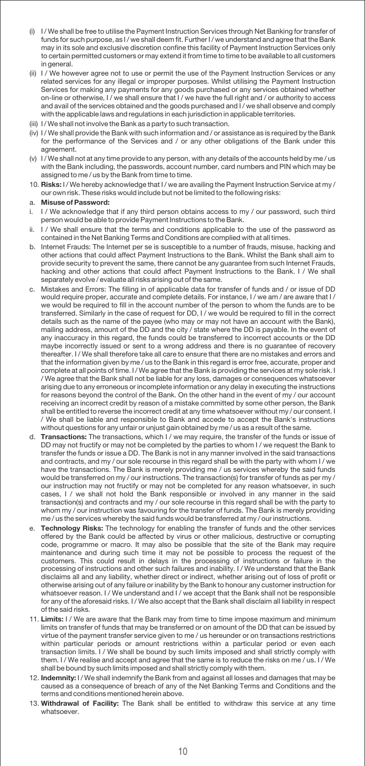(i) I / We shall be free to utilise the Payment Instruction Services through Net Banking for transfer of funds for such purpose, as I / we shall deem fit. Further I / we understand and agree that the Bank may in its sole and exclusive discretion confine this facility of Payment Instruction Services only to certain permitted customers or may extend it from time to time to be available to all customers in general.

(ii) I / We however agree not to use or permit the use of the Payment Instruction Services or any related services for any illegal or improper purposes. Whilst utilising the Payment Instruction Services for making any payments for any goods purchased or any services obtained whether on-line or otherwise, I / we shall ensure that I / we have the full right and / or authority to access and avail of the services obtained and the goods purchased and I / we shall observe and comply with the applicable laws and regulations in each jurisdiction in applicable territories.

(iii) I / We shall not involve the Bank as a party to such transaction.

(iv) I / We shall provide the Bank with such information and / or assistance as is required by the Bank for the performance of the Services and / or any other obligations of the Bank under this agreement.

(v) I / We shall not at any time provide to any person, with any details of the accounts held by me / us with the Bank including, the passwords, account number, card numbers and PIN which may be assigned to me / us by the Bank from time to time.

10. **Risks:** I / We hereby acknowledge that I / we are availing the Payment Instruction Service at my / our own risk. These risks would include but not be limited to the following risks:

a. **Misuse of Password:**

i. I / We acknowledge that if any third person obtains access to my / our password, such third person would be able to provide Payment Instructions to the Bank.

ii. I / We shall ensure that the terms and conditions applicable to the use of the password as contained in the Net Banking Terms and Conditions are complied with at all times.

b. Internet Frauds: The Internet per se is susceptible to a number of frauds, misuse, hacking and other actions that could affect Payment Instructions to the Bank. Whilst the Bank shall aim to provide security to prevent the same, there cannot be any guarantee from such Internet Frauds, hacking and other actions that could affect Payment Instructions to the Bank. I / We shall separately evolve / evaluate all risks arising out of the same.

c. Mistakes and Errors: The filling in of applicable data for transfer of funds and / or issue of DD would require proper, accurate and complete details. For instance, I / we am / are aware that I / we would be required to fill in the account number of the person to whom the funds are to be transferred. Similarly in the case of request for DD, I / we would be required to fill in the correct details such as the name of the payee (who may or may not have an account with the Bank), mailing address, amount of the DD and the city / state where the DD is payable. In the event of any inaccuracy in this regard, the funds could be transferred to incorrect accounts or the DD maybe incorrectly issued or sent to a wrong address and there is no guarantee of recovery thereafter. I / We shall therefore take all care to ensure that there are no mistakes and errors and that the information given by me / us to the Bank in this regard is error free, accurate, proper and complete at all points of time. I / We agree that the Bank is providing the services at my sole risk. I / We agree that the Bank shall not be liable for any loss, damages or consequences whatsoever arising due to any erroneous or incomplete information or any delay in executing the instructions for reasons beyond the control of the Bank. On the other hand in the event of my / our account receiving an incorrect credit by reason of a mistake committed by some other person, the Bank shall be entitled to reverse the incorrect credit at any time whatsoever without my / our consent. I / We shall be liable and responsible to Bank and accede to accept the Bank's instructions without questions for any unfair or unjust gain obtained by me / us as a result of the same.

d. **Transactions:** The transactions, which I / we may require, the transfer of the funds or issue of DD may not fructify or may not be completed by the parties to whom I / we request the Bank to transfer the funds or issue a DD. The Bank is not in any manner involved in the said transactions and contracts, and my / our sole recourse in this regard shall be with the party with whom I / we have the transactions. The Bank is merely providing me / us services whereby the said funds would be transferred on my / our instructions. The transaction(s) for transfer of funds as per my / our instruction may not fructify or may not be completed for any reason whatsoever, in such cases, I / we shall not hold the Bank responsible or involved in any manner in the said transaction(s) and contracts and my / our sole recourse in this regard shall be with the party to whom my / our instruction was favouring for the transfer of funds. The Bank is merely providing me / us the services whereby the said funds would be transferred at my / our instructions.

e. **Technology Risks:** The technology for enabling the transfer of funds and the other services offered by the Bank could be affected by virus or other malicious, destructive or corrupting code, programme or macro. It may also be possible that the site of the Bank may require maintenance and during such time it may not be possible to process the request of the customers. This could result in delays in the processing of instructions or failure in the processing of instructions and other such failures and inability. I / We understand that the Bank disclaims all and any liability, whether direct or indirect, whether arising out of loss of profit or otherwise arising out of any failure or inability by the Bank to honour any customer instruction for whatsoever reason. I / We understand and I / we accept that the Bank shall not be responsible for any of the aforesaid risks. I / We also accept that the Bank shall disclaim all liability in respect of the said risks.

11. **Limits:** I / We are aware that the Bank may from time to time impose maximum and minimum limits on transfer of funds that may be transferred or on amount of the DD that can be issued by virtue of the payment transfer service given to me / us hereunder or on transactions restrictions within particular periods or amount restrictions within a particular period or even each transaction limits. I / We shall be bound by such limits imposed and shall strictly comply with them. I / We realise and accept and agree that the same is to reduce the risks on me / us. I / We shall be bound by such limits imposed and shall strictly comply with them.

12. **Indemnity:** I / We shall indemnify the Bank from and against all losses and damages that may be caused as a consequence of breach of any of the Net Banking Terms and Conditions and the terms and conditions mentioned herein above.

13. **Withdrawal of Facility:** The Bank shall be entitled to withdraw this service at any time whatsoever.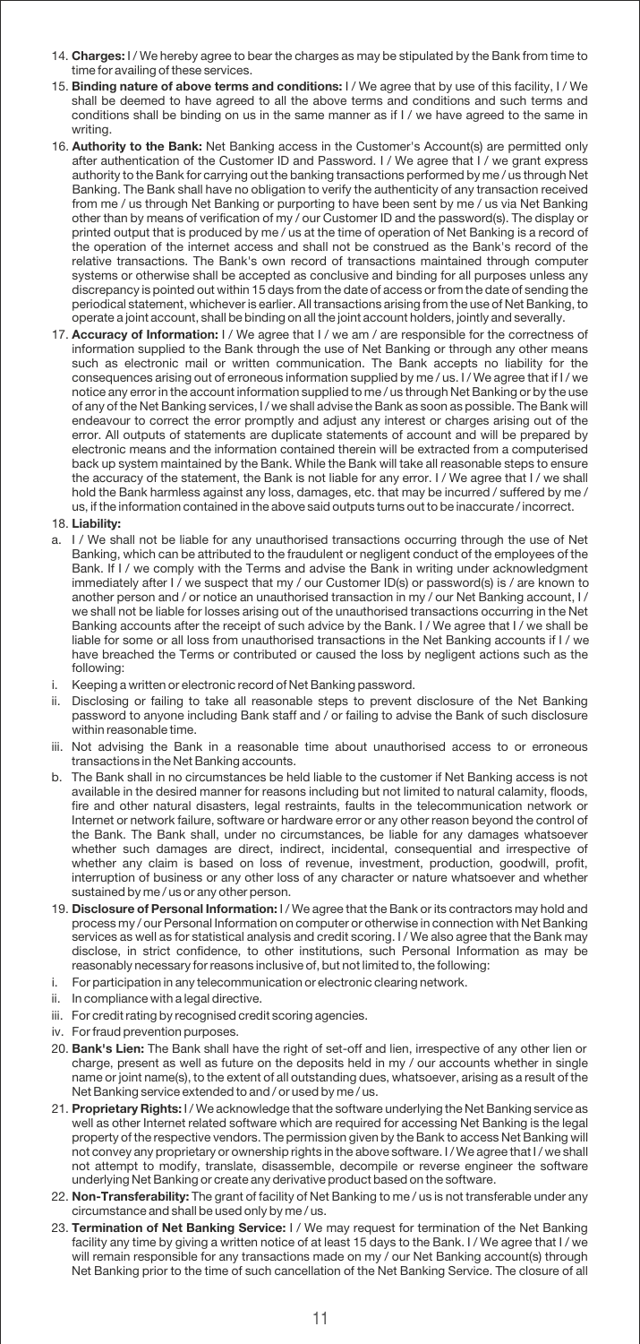14. **Charges:** I / We hereby agree to bear the charges as may be stipulated by the Bank from time to time for availing of these services.
15. **Binding nature of above terms and conditions:** I / We agree that by use of this facility, I / We shall be deemed to have agreed to all the above terms and conditions and such terms and conditions shall be binding on us in the same manner as if I / we have agreed to the same in writing.
16. **Authority to the Bank:** Net Banking access in the Customer's Account(s) are permitted only after authentication of the Customer ID and Password. I / We agree that I / we grant express authority to the Bank for carrying out the banking transactions performed by me / us through Net Banking. The Bank shall have no obligation to verify the authenticity of any transaction received from me / us through Net Banking or purporting to have been sent by me / us via Net Banking other than by means of verification of my / our Customer ID and the password(s). The display or printed output that is produced by me / us at the time of operation of Net Banking is a record of the operation of the internet access and shall not be construed as the Bank's record of the relative transactions. The Bank's own record of transactions maintained through computer systems or otherwise shall be accepted as conclusive and binding for all purposes unless any discrepancy is pointed out within 15 days from the date of access or from the date of sending the periodical statement, whichever is earlier. All transactions arising from the use of Net Banking, to operate a joint account, shall be binding on all the joint account holders, jointly and severally.
17. **Accuracy of Information:** I / We agree that I / we am / are responsible for the correctness of information supplied to the Bank through the use of Net Banking or through any other means such as electronic mail or written communication. The Bank accepts no liability for the consequences arising out of erroneous information supplied by me / us. I / We agree that if I / we notice any error in the account information supplied to me / us through Net Banking or by the use of any of the Net Banking services, I / we shall advise the Bank as soon as possible. The Bank will endeavour to correct the error promptly and adjust any interest or charges arising out of the error. All outputs of statements are duplicate statements of account and will be prepared by electronic means and the information contained therein will be extracted from a computerised back up system maintained by the Bank. While the Bank will take all reasonable steps to ensure the accuracy of the statement, the Bank is not liable for any error. I / We agree that I / we shall hold the Bank harmless against any loss, damages, etc. that may be incurred / suffered by me / us, if the information contained in the above said outputs turns out to be inaccurate / incorrect.
18. **Liability:**

a. I / We shall not be liable for any unauthorised transactions occurring through the use of Net Banking, which can be attributed to the fraudulent or negligent conduct of the employees of the Bank. If I / we comply with the Terms and advise the Bank in writing under acknowledgment immediately after I / we suspect that my / our Customer ID(s) or password(s) is / are known to another person and / or notice an unauthorised transaction in my / our Net Banking account, I / we shall not be liable for losses arising out of the unauthorised transactions occurring in the Net Banking accounts after the receipt of such advice by the Bank. I / We agree that I / we shall be liable for some or all loss from unauthorised transactions in the Net Banking accounts if I / we have breached the Terms or contributed or caused the loss by negligent actions such as the following:

i. Keeping a written or electronic record of Net Banking password.

ii. Disclosing or failing to take all reasonable steps to prevent disclosure of the Net Banking password to anyone including Bank staff and / or failing to advise the Bank of such disclosure within reasonable time.

iii. Not advising the Bank in a reasonable time about unauthorised access to or erroneous transactions in the Net Banking accounts.

b. The Bank shall in no circumstances be held liable to the customer if Net Banking access is not available in the desired manner for reasons including but not limited to natural calamity, floods, fire and other natural disasters, legal restraints, faults in the telecommunication network or Internet or network failure, software or hardware error or any other reason beyond the control of the Bank. The Bank shall, under no circumstances, be liable for any damages whatsoever whether such damages are direct, indirect, incidental, consequential and irrespective of whether any claim is based on loss of revenue, investment, production, goodwill, profit, interruption of business or any other loss of any character or nature whatsoever and whether sustained by me / us or any other person.

19. **Disclosure of Personal Information:** I / We agree that the Bank or its contractors may hold and process my / our Personal Information on computer or otherwise in connection with Net Banking services as well as for statistical analysis and credit scoring. I / We also agree that the Bank may disclose, in strict confidence, to other institutions, such Personal Information as may be reasonably necessary for reasons inclusive of, but not limited to, the following:

i. For participation in any telecommunication or electronic clearing network.

ii. In compliance with a legal directive.

iii. For credit rating by recognised credit scoring agencies.

iv. For fraud prevention purposes.

20. **Bank's Lien:** The Bank shall have the right of set-off and lien, irrespective of any other lien or charge, present as well as future on the deposits held in my / our accounts whether in single name or joint name(s), to the extent of all outstanding dues, whatsoever, arising as a result of the Net Banking service extended to and / or used by me / us.
21. **Proprietary Rights:** I / We acknowledge that the software underlying the Net Banking service as well as other Internet related software which are required for accessing Net Banking is the legal property of the respective vendors. The permission given by the Bank to access Net Banking will not convey any proprietary or ownership rights in the above software. I / We agree that I / we shall not attempt to modify, translate, disassemble, decompile or reverse engineer the software underlying Net Banking or create any derivative product based on the software.
22. **Non-Transferability:** The grant of facility of Net Banking to me / us is not transferable under any circumstance and shall be used only by me / us.
23. **Termination of Net Banking Service:** I / We may request for termination of the Net Banking facility any time by giving a written notice of at least 15 days to the Bank. I / We agree that I / we will remain responsible for any transactions made on my / our Net Banking account(s) through Net Banking prior to the time of such cancellation of the Net Banking Service. The closure of all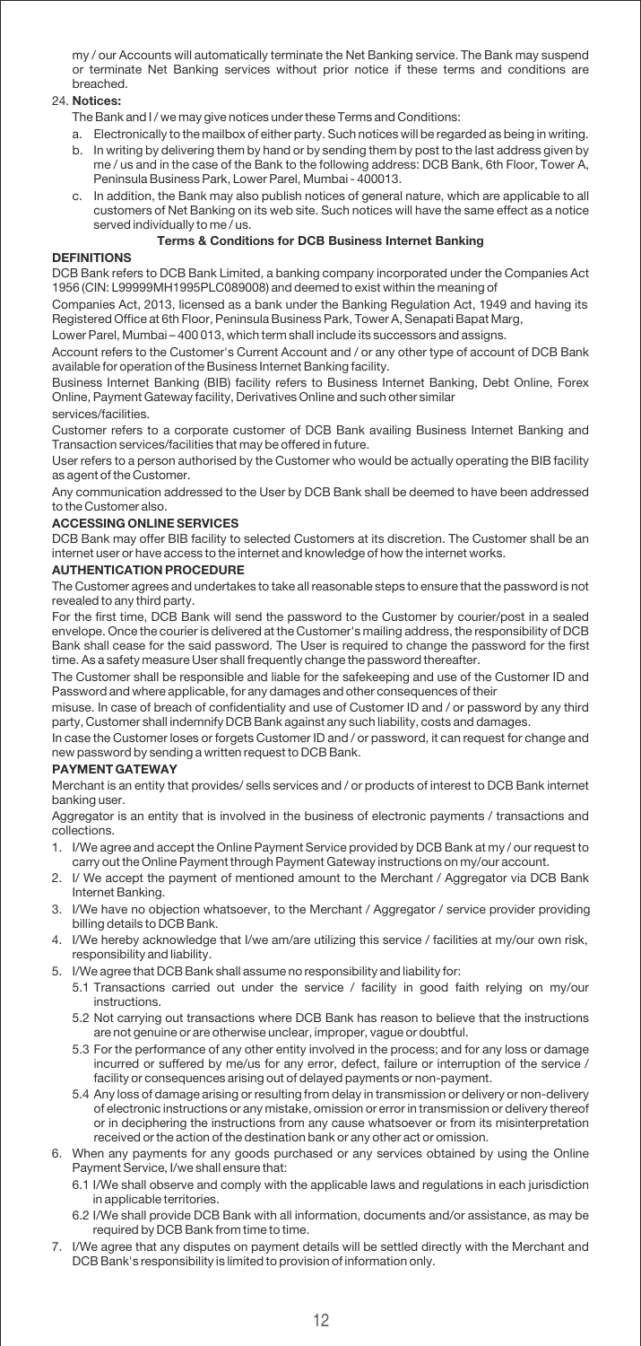my / our Accounts will automatically terminate the Net Banking service. The Bank may suspend or terminate Net Banking services without prior notice if these terms and conditions are breached.

24. **Notices:**

The Bank and I / we may give notices under these Terms and Conditions:

a. Electronically to the mailbox of either party. Such notices will be regarded as being in writing.
b. In writing by delivering them by hand or by sending them by post to the last address given by me / us and in the case of the Bank to the following address: DCB Bank, 6th Floor, Tower A, Peninsula Business Park, Lower Parel, Mumbai - 400013.
c. In addition, the Bank may also publish notices of general nature, which are applicable to all customers of Net Banking on its web site. Such notices will have the same effect as a notice served individually to me / us.

## Terms & Conditions for DCB Business Internet Banking

### DEFINITIONS

DCB Bank refers to DCB Bank Limited, a banking company incorporated under the Companies Act 1956 (CIN: L99999MH1995PLC089008) and deemed to exist within the meaning of

Companies Act, 2013, licensed as a bank under the Banking Regulation Act, 1949 and having its Registered Office at 6th Floor, Peninsula Business Park, Tower A, Senapati Bapat Marg,

Lower Parel, Mumbai – 400 013, which term shall include its successors and assigns.

Account refers to the Customer's Current Account and / or any other type of account of DCB Bank available for operation of the Business Internet Banking facility.

Business Internet Banking (BIB) facility refers to Business Internet Banking, Debt Online, Forex Online, Payment Gateway facility, Derivatives Online and such other similar

services/facilities.

Customer refers to a corporate customer of DCB Bank availing Business Internet Banking and Transaction services/facilities that may be offered in future.

User refers to a person authorised by the Customer who would be actually operating the BIB facility as agent of the Customer.

Any communication addressed to the User by DCB Bank shall be deemed to have been addressed to the Customer also.

### ACCESSING ONLINE SERVICES

DCB Bank may offer BIB facility to selected Customers at its discretion. The Customer shall be an internet user or have access to the internet and knowledge of how the internet works.

### AUTHENTICATION PROCEDURE

The Customer agrees and undertakes to take all reasonable steps to ensure that the password is not revealed to any third party.

For the first time, DCB Bank will send the password to the Customer by courier/post in a sealed envelope. Once the courier is delivered at the Customer's mailing address, the responsibility of DCB Bank shall cease for the said password. The User is required to change the password for the first time. As a safety measure User shall frequently change the password thereafter.

The Customer shall be responsible and liable for the safekeeping and use of the Customer ID and Password and where applicable, for any damages and other consequences of their

misuse. In case of breach of confidentiality and use of Customer ID and / or password by any third party, Customer shall indemnify DCB Bank against any such liability, costs and damages.

In case the Customer loses or forgets Customer ID and / or password, it can request for change and new password by sending a written request to DCB Bank.

### PAYMENT GATEWAY

Merchant is an entity that provides/ sells services and / or products of interest to DCB Bank internet banking user.

Aggregator is an entity that is involved in the business of electronic payments / transactions and collections.

1. I/We agree and accept the Online Payment Service provided by DCB Bank at my / our request to carry out the Online Payment through Payment Gateway instructions on my/our account.
2. I/ We accept the payment of mentioned amount to the Merchant / Aggregator via DCB Bank Internet Banking.
3. I/We have no objection whatsoever, to the Merchant / Aggregator / service provider providing billing details to DCB Bank.
4. I/We hereby acknowledge that I/we am/are utilizing this service / facilities at my/our own risk, responsibility and liability.
5. I/We agree that DCB Bank shall assume no responsibility and liability for:
   - 5.1 Transactions carried out under the service / facility in good faith relying on my/our instructions.
   - 5.2 Not carrying out transactions where DCB Bank has reason to believe that the instructions are not genuine or are otherwise unclear, improper, vague or doubtful.
   - 5.3 For the performance of any other entity involved in the process; and for any loss or damage incurred or suffered by me/us for any error, defect, failure or interruption of the service / facility or consequences arising out of delayed payments or non-payment.
   - 5.4 Any loss of damage arising or resulting from delay in transmission or delivery or non-delivery of electronic instructions or any mistake, omission or error in transmission or delivery thereof or in deciphering the instructions from any cause whatsoever or from its misinterpretation received or the action of the destination bank or any other act or omission.
6. When any payments for any goods purchased or any services obtained by using the Online Payment Service, I/we shall ensure that:
   - 6.1 I/We shall observe and comply with the applicable laws and regulations in each jurisdiction in applicable territories.
   - 6.2 I/We shall provide DCB Bank with all information, documents and/or assistance, as may be required by DCB Bank from time to time.
7. I/We agree that any disputes on payment details will be settled directly with the Merchant and DCB Bank's responsibility is limited to provision of information only.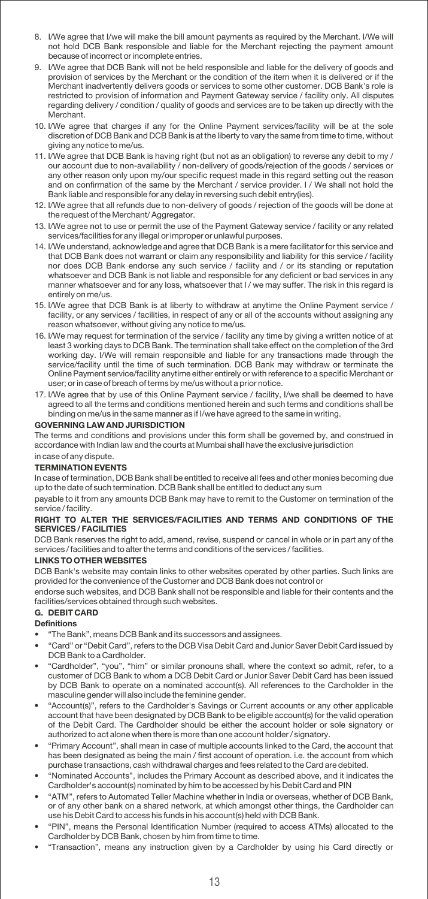8. I/We agree that I/we will make the bill amount payments as required by the Merchant. I/We will not hold DCB Bank responsible and liable for the Merchant rejecting the payment amount because of incorrect or incomplete entries.
9. I/We agree that DCB Bank will not be held responsible and liable for the delivery of goods and provision of services by the Merchant or the condition of the item when it is delivered or if the Merchant inadvertently delivers goods or services to some other customer. DCB Bank's role is restricted to provision of information and Payment Gateway service / facility only. All disputes regarding delivery / condition / quality of goods and services are to be taken up directly with the Merchant.
10. I/We agree that charges if any for the Online Payment services/facility will be at the sole discretion of DCB Bank and DCB Bank is at the liberty to vary the same from time to time, without giving any notice to me/us.
11. I/We agree that DCB Bank is having right (but not as an obligation) to reverse any debit to my / our account due to non-availability / non-delivery of goods/rejection of the goods / services or any other reason only upon my/our specific request made in this regard setting out the reason and on confirmation of the same by the Merchant / service provider. I / We shall not hold the Bank liable and responsible for any delay in reversing such debit entry(ies).
12. I/We agree that all refunds due to non-delivery of goods / rejection of the goods will be done at the request of the Merchant/ Aggregator.
13. I/We agree not to use or permit the use of the Payment Gateway service / facility or any related services/facilities for any illegal or improper or unlawful purposes.
14. I/We understand, acknowledge and agree that DCB Bank is a mere facilitator for this service and that DCB Bank does not warrant or claim any responsibility and liability for this service / facility nor does DCB Bank endorse any such service / facility and / or its standing or reputation whatsoever and DCB Bank is not liable and responsible for any deficient or bad services in any manner whatsoever and for any loss, whatsoever that I / we may suffer. The risk in this regard is entirely on me/us.
15. I/We agree that DCB Bank is at liberty to withdraw at anytime the Online Payment service / facility, or any services / facilities, in respect of any or all of the accounts without assigning any reason whatsoever, without giving any notice to me/us.
16. I/We may request for termination of the service / facility any time by giving a written notice of at least 3 working days to DCB Bank. The termination shall take effect on the completion of the 3rd working day. I/We will remain responsible and liable for any transactions made through the service/facility until the time of such termination. DCB Bank may withdraw or terminate the Online Payment service/facility anytime either entirely or with reference to a specific Merchant or user; or in case of breach of terms by me/us without a prior notice.
17. I/We agree that by use of this Online Payment service / facility, I/we shall be deemed to have agreed to all the terms and conditions mentioned herein and such terms and conditions shall be binding on me/us in the same manner as if I/we have agreed to the same in writing.

**GOVERNING LAW AND JURISDICTION**

The terms and conditions and provisions under this form shall be governed by, and construed in accordance with Indian law and the courts at Mumbai shall have the exclusive jurisdiction in case of any dispute.

**TERMINATION EVENTS**

In case of termination, DCB Bank shall be entitled to receive all fees and other monies becoming due up to the date of such termination. DCB Bank shall be entitled to deduct any sum payable to it from any amounts DCB Bank may have to remit to the Customer on termination of the service / facility.

**RIGHT TO ALTER THE SERVICES/FACILITIES AND TERMS AND CONDITIONS OF THE SERVICES / FACILITIES**

DCB Bank reserves the right to add, amend, revise, suspend or cancel in whole or in part any of the services / facilities and to alter the terms and conditions of the services / facilities.

**LINKS TO OTHER WEBSITES**

DCB Bank's website may contain links to other websites operated by other parties. Such links are provided for the convenience of the Customer and DCB Bank does not control or endorse such websites, and DCB Bank shall not be responsible and liable for their contents and the facilities/services obtained through such websites.

## G. DEBIT CARD

**Definitions**

- "The Bank", means DCB Bank and its successors and assignees.
- "Card" or "Debit Card", refers to the DCB Visa Debit Card and Junior Saver Debit Card issued by DCB Bank to a Cardholder.
- "Cardholder", "you", "him" or similar pronouns shall, where the context so admit, refer, to a customer of DCB Bank to whom a DCB Debit Card or Junior Saver Debit Card has been issued by DCB Bank to operate on a nominated account(s). All references to the Cardholder in the masculine gender will also include the feminine gender.
- "Account(s)", refers to the Cardholder's Savings or Current accounts or any other applicable account that have been designated by DCB Bank to be eligible account(s) for the valid operation of the Debit Card. The Cardholder should be either the account holder or sole signatory or authorized to act alone when there is more than one account holder / signatory.
- "Primary Account", shall mean in case of multiple accounts linked to the Card, the account that has been designated as being the main / first account of operation. i.e. the account from which purchase transactions, cash withdrawal charges and fees related to the Card are debited.
- "Nominated Accounts", includes the Primary Account as described above, and it indicates the Cardholder's account(s) nominated by him to be accessed by his Debit Card and PIN
- "ATM", refers to Automated Teller Machine whether in India or overseas, whether of DCB Bank, or of any other bank on a shared network, at which amongst other things, the Cardholder can use his Debit Card to access his funds in his account(s) held with DCB Bank.
- "PIN", means the Personal Identification Number (required to access ATMs) allocated to the Cardholder by DCB Bank, chosen by him from time to time.
- "Transaction", means any instruction given by a Cardholder by using his Card directly or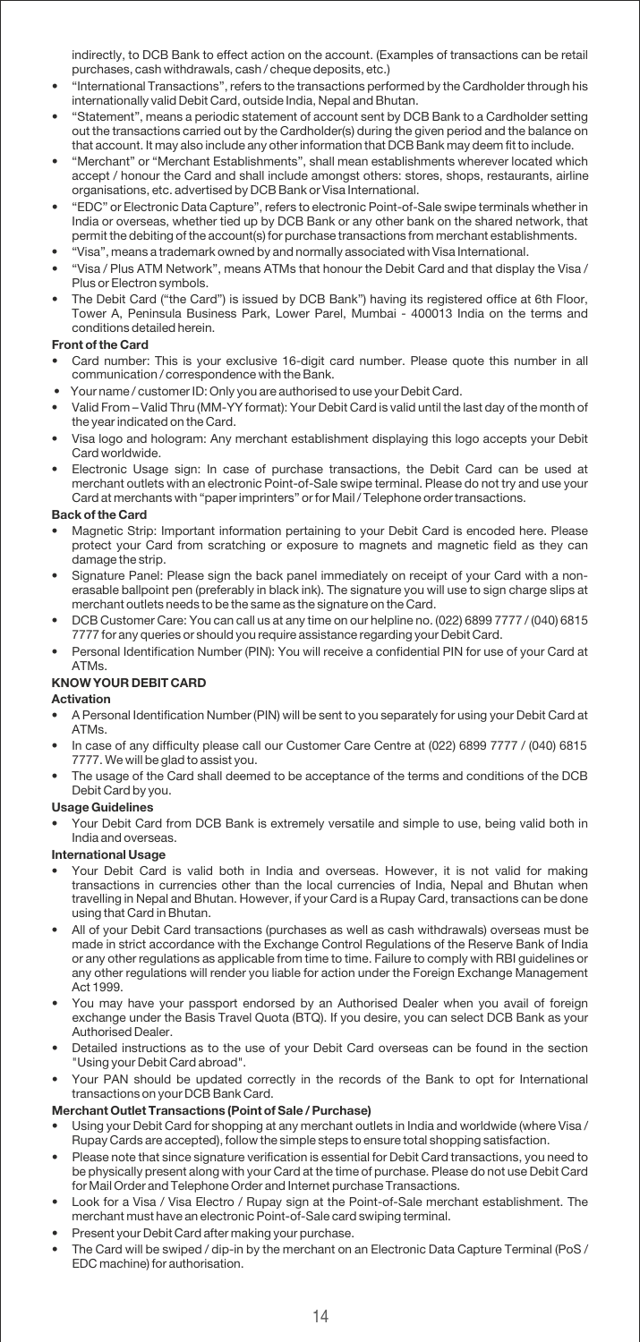indirectly, to DCB Bank to effect action on the account. (Examples of transactions can be retail purchases, cash withdrawals, cash / cheque deposits, etc.)

- "International Transactions", refers to the transactions performed by the Cardholder through his internationally valid Debit Card, outside India, Nepal and Bhutan.
- "Statement", means a periodic statement of account sent by DCB Bank to a Cardholder setting out the transactions carried out by the Cardholder(s) during the given period and the balance on that account. It may also include any other information that DCB Bank may deem fit to include.
- "Merchant" or "Merchant Establishments", shall mean establishments wherever located which accept / honour the Card and shall include amongst others: stores, shops, restaurants, airline organisations, etc. advertised by DCB Bank or Visa International.
- "EDC" or Electronic Data Capture", refers to electronic Point-of-Sale swipe terminals whether in India or overseas, whether tied up by DCB Bank or any other bank on the shared network, that permit the debiting of the account(s) for purchase transactions from merchant establishments.
- "Visa", means a trademark owned by and normally associated with Visa International.
- "Visa / Plus ATM Network", means ATMs that honour the Debit Card and that display the Visa / Plus or Electron symbols.
- The Debit Card ("the Card") is issued by DCB Bank") having its registered office at 6th Floor, Tower A, Peninsula Business Park, Lower Parel, Mumbai - 400013 India on the terms and conditions detailed herein.

**Front of the Card**

- Card number: This is your exclusive 16-digit card number. Please quote this number in all communication / correspondence with the Bank.
- Your name / customer ID: Only you are authorised to use your Debit Card.
- Valid From – Valid Thru (MM-YY format): Your Debit Card is valid until the last day of the month of the year indicated on the Card.
- Visa logo and hologram: Any merchant establishment displaying this logo accepts your Debit Card worldwide.
- Electronic Usage sign: In case of purchase transactions, the Debit Card can be used at merchant outlets with an electronic Point-of-Sale swipe terminal. Please do not try and use your Card at merchants with "paper imprinters" or for Mail / Telephone order transactions.

**Back of the Card**

- Magnetic Strip: Important information pertaining to your Debit Card is encoded here. Please protect your Card from scratching or exposure to magnets and magnetic field as they can damage the strip.
- Signature Panel: Please sign the back panel immediately on receipt of your Card with a non-erasable ballpoint pen (preferably in black ink). The signature you will use to sign charge slips at merchant outlets needs to be the same as the signature on the Card.
- DCB Customer Care: You can call us at any time on our helpline no. (022) 6899 7777 / (040) 6815 7777 for any queries or should you require assistance regarding your Debit Card.
- Personal Identification Number (PIN): You will receive a confidential PIN for use of your Card at ATMs.

**KNOW YOUR DEBIT CARD**

**Activation**

- A Personal Identification Number (PIN) will be sent to you separately for using your Debit Card at ATMs.
- In case of any difficulty please call our Customer Care Centre at (022) 6899 7777 / (040) 6815 7777. We will be glad to assist you.
- The usage of the Card shall deemed to be acceptance of the terms and conditions of the DCB Debit Card by you.

**Usage Guidelines**

- Your Debit Card from DCB Bank is extremely versatile and simple to use, being valid both in India and overseas.

**International Usage**

- Your Debit Card is valid both in India and overseas. However, it is not valid for making transactions in currencies other than the local currencies of India, Nepal and Bhutan when travelling in Nepal and Bhutan. However, if your Card is a Rupay Card, transactions can be done using that Card in Bhutan.
- All of your Debit Card transactions (purchases as well as cash withdrawals) overseas must be made in strict accordance with the Exchange Control Regulations of the Reserve Bank of India or any other regulations as applicable from time to time. Failure to comply with RBI guidelines or any other regulations will render you liable for action under the Foreign Exchange Management Act 1999.
- You may have your passport endorsed by an Authorised Dealer when you avail of foreign exchange under the Basis Travel Quota (BTQ). If you desire, you can select DCB Bank as your Authorised Dealer.
- Detailed instructions as to the use of your Debit Card overseas can be found in the section "Using your Debit Card abroad".
- Your PAN should be updated correctly in the records of the Bank to opt for International transactions on your DCB Bank Card.

**Merchant Outlet Transactions (Point of Sale / Purchase)**

- Using your Debit Card for shopping at any merchant outlets in India and worldwide (where Visa / Rupay Cards are accepted), follow the simple steps to ensure total shopping satisfaction.
- Please note that since signature verification is essential for Debit Card transactions, you need to be physically present along with your Card at the time of purchase. Please do not use Debit Card for Mail Order and Telephone Order and Internet purchase Transactions.
- Look for a Visa / Visa Electro / Rupay sign at the Point-of-Sale merchant establishment. The merchant must have an electronic Point-of-Sale card swiping terminal.
- Present your Debit Card after making your purchase.
- The Card will be swiped / dip-in by the merchant on an Electronic Data Capture Terminal (PoS / EDC machine) for authorisation.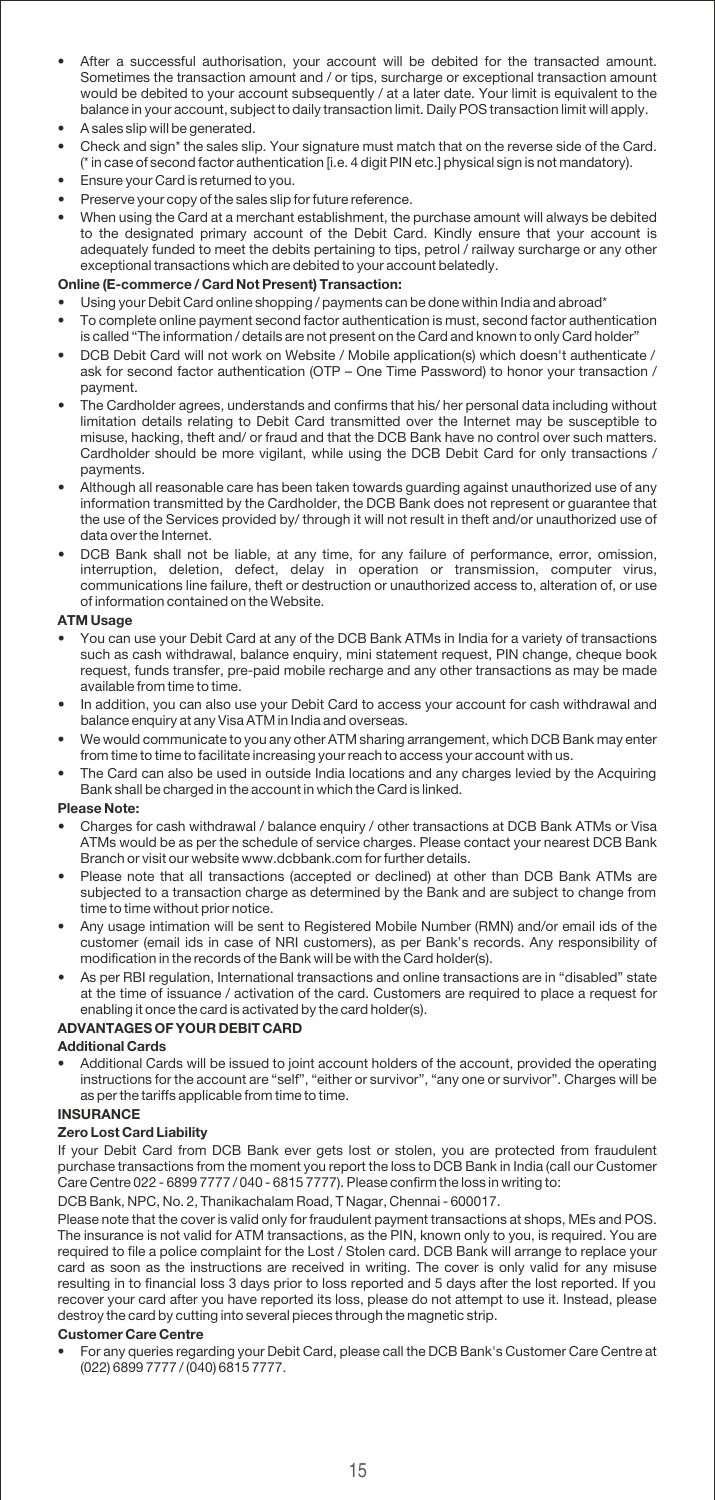- After a successful authorisation, your account will be debited for the transacted amount. Sometimes the transaction amount and / or tips, surcharge or exceptional transaction amount would be debited to your account subsequently / at a later date. Your limit is equivalent to the balance in your account, subject to daily transaction limit. Daily POS transaction limit will apply.
- A sales slip will be generated.
- Check and sign* the sales slip. Your signature must match that on the reverse side of the Card. (* in case of second factor authentication [i.e. 4 digit PIN etc.] physical sign is not mandatory).
- Ensure your Card is returned to you.
- Preserve your copy of the sales slip for future reference.
- When using the Card at a merchant establishment, the purchase amount will always be debited to the designated primary account of the Debit Card. Kindly ensure that your account is adequately funded to meet the debits pertaining to tips, petrol / railway surcharge or any other exceptional transactions which are debited to your account belatedly.

**Online (E-commerce / Card Not Present) Transaction:**

- Using your Debit Card online shopping / payments can be done within India and abroad*
- To complete online payment second factor authentication is must, second factor authentication is called "The information / details are not present on the Card and known to only Card holder"
- DCB Debit Card will not work on Website / Mobile application(s) which doesn't authenticate / ask for second factor authentication (OTP – One Time Password) to honor your transaction / payment.
- The Cardholder agrees, understands and confirms that his/ her personal data including without limitation details relating to Debit Card transmitted over the Internet may be susceptible to misuse, hacking, theft and/ or fraud and that the DCB Bank have no control over such matters. Cardholder should be more vigilant, while using the DCB Debit Card for only transactions / payments.
- Although all reasonable care has been taken towards guarding against unauthorized use of any information transmitted by the Cardholder, the DCB Bank does not represent or guarantee that the use of the Services provided by/ through it will not result in theft and/or unauthorized use of data over the Internet.
- DCB Bank shall not be liable, at any time, for any failure of performance, error, omission, interruption, deletion, defect, delay in operation or transmission, computer virus, communications line failure, theft or destruction or unauthorized access to, alteration of, or use of information contained on the Website.

**ATM Usage**

- You can use your Debit Card at any of the DCB Bank ATMs in India for a variety of transactions such as cash withdrawal, balance enquiry, mini statement request, PIN change, cheque book request, funds transfer, pre-paid mobile recharge and any other transactions as may be made available from time to time.
- In addition, you can also use your Debit Card to access your account for cash withdrawal and balance enquiry at any Visa ATM in India and overseas.
- We would communicate to you any other ATM sharing arrangement, which DCB Bank may enter from time to time to facilitate increasing your reach to access your account with us.
- The Card can also be used in outside India locations and any charges levied by the Acquiring Bank shall be charged in the account in which the Card is linked.

**Please Note:**

- Charges for cash withdrawal / balance enquiry / other transactions at DCB Bank ATMs or Visa ATMs would be as per the schedule of service charges. Please contact your nearest DCB Bank Branch or visit our website www.dcbbank.com for further details.
- Please note that all transactions (accepted or declined) at other than DCB Bank ATMs are subjected to a transaction charge as determined by the Bank and are subject to change from time to time without prior notice.
- Any usage intimation will be sent to Registered Mobile Number (RMN) and/or email ids of the customer (email ids in case of NRI customers), as per Bank's records. Any responsibility of modification in the records of the Bank will be with the Card holder(s).
- As per RBI regulation, International transactions and online transactions are in "disabled" state at the time of issuance / activation of the card. Customers are required to place a request for enabling it once the card is activated by the card holder(s).

**ADVANTAGES OF YOUR DEBIT CARD**

**Additional Cards**

- Additional Cards will be issued to joint account holders of the account, provided the operating instructions for the account are "self", "either or survivor", "any one or survivor". Charges will be as per the tariffs applicable from time to time.

**INSURANCE**

**Zero Lost Card Liability**

If your Debit Card from DCB Bank ever gets lost or stolen, you are protected from fraudulent purchase transactions from the moment you report the loss to DCB Bank in India (call our Customer Care Centre 022 - 6899 7777 / 040 - 6815 7777). Please confirm the loss in writing to:

DCB Bank, NPC, No. 2, Thanikachalam Road, T Nagar, Chennai - 600017.

Please note that the cover is valid only for fraudulent payment transactions at shops, MEs and POS. The insurance is not valid for ATM transactions, as the PIN, known only to you, is required. You are required to file a police complaint for the Lost / Stolen card. DCB Bank will arrange to replace your card as soon as the instructions are received in writing. The cover is only valid for any misuse resulting in to financial loss 3 days prior to loss reported and 5 days after the lost reported. If you recover your card after you have reported its loss, please do not attempt to use it. Instead, please destroy the card by cutting into several pieces through the magnetic strip.

**Customer Care Centre**

- For any queries regarding your Debit Card, please call the DCB Bank's Customer Care Centre at (022) 6899 7777 / (040) 6815 7777.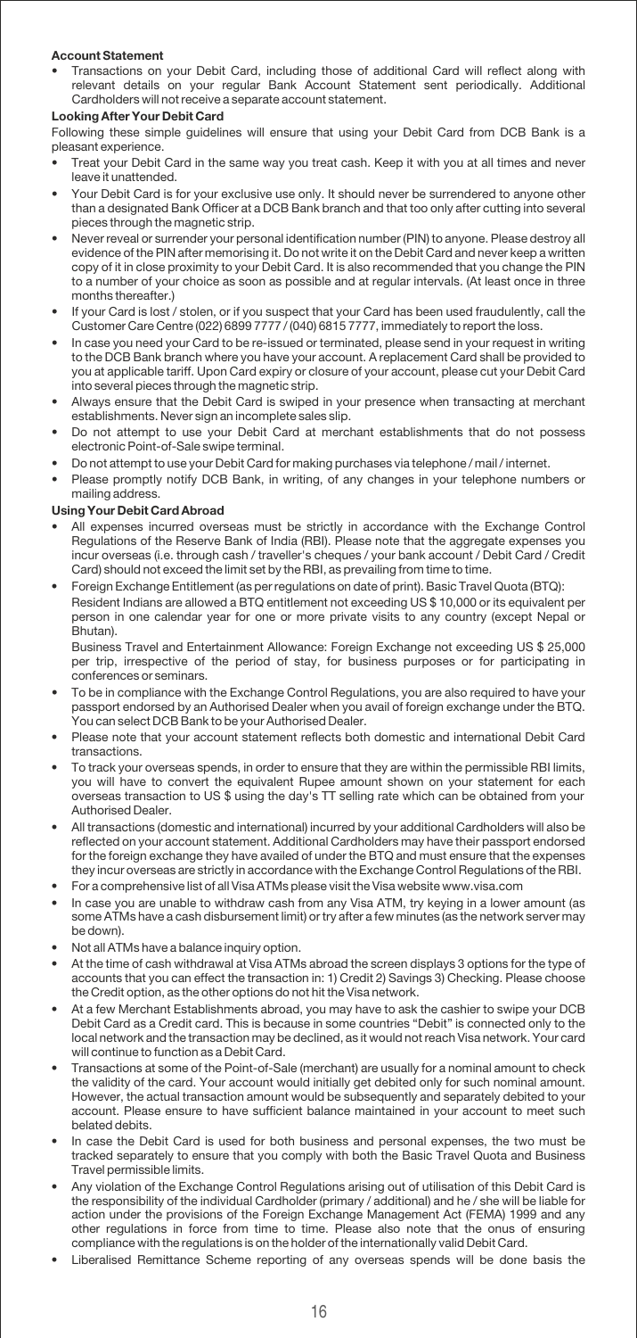**Account Statement**

- Transactions on your Debit Card, including those of additional Card will reflect along with relevant details on your regular Bank Account Statement sent periodically. Additional Cardholders will not receive a separate account statement.

**Looking After Your Debit Card**

Following these simple guidelines will ensure that using your Debit Card from DCB Bank is a pleasant experience.

- Treat your Debit Card in the same way you treat cash. Keep it with you at all times and never leave it unattended.
- Your Debit Card is for your exclusive use only. It should never be surrendered to anyone other than a designated Bank Officer at a DCB Bank branch and that too only after cutting into several pieces through the magnetic strip.
- Never reveal or surrender your personal identification number (PIN) to anyone. Please destroy all evidence of the PIN after memorising it. Do not write it on the Debit Card and never keep a written copy of it in close proximity to your Debit Card. It is also recommended that you change the PIN to a number of your choice as soon as possible and at regular intervals. (At least once in three months thereafter.)
- If your Card is lost / stolen, or if you suspect that your Card has been used fraudulently, call the Customer Care Centre (022) 6899 7777 / (040) 6815 7777, immediately to report the loss.
- In case you need your Card to be re-issued or terminated, please send in your request in writing to the DCB Bank branch where you have your account. A replacement Card shall be provided to you at applicable tariff. Upon Card expiry or closure of your account, please cut your Debit Card into several pieces through the magnetic strip.
- Always ensure that the Debit Card is swiped in your presence when transacting at merchant establishments. Never sign an incomplete sales slip.
- Do not attempt to use your Debit Card at merchant establishments that do not possess electronic Point-of-Sale swipe terminal.
- Do not attempt to use your Debit Card for making purchases via telephone / mail / internet.
- Please promptly notify DCB Bank, in writing, of any changes in your telephone numbers or mailing address.

**Using Your Debit Card Abroad**

- All expenses incurred overseas must be strictly in accordance with the Exchange Control Regulations of the Reserve Bank of India (RBI). Please note that the aggregate expenses you incur overseas (i.e. through cash / traveller's cheques / your bank account / Debit Card / Credit Card) should not exceed the limit set by the RBI, as prevailing from time to time.
- Foreign Exchange Entitlement (as per regulations on date of print). Basic Travel Quota (BTQ): Resident Indians are allowed a BTQ entitlement not exceeding US $ 10,000 or its equivalent per person in one calendar year for one or more private visits to any country (except Nepal or Bhutan).

  Business Travel and Entertainment Allowance: Foreign Exchange not exceeding US $ 25,000 per trip, irrespective of the period of stay, for business purposes or for participating in conferences or seminars.
- To be in compliance with the Exchange Control Regulations, you are also required to have your passport endorsed by an Authorised Dealer when you avail of foreign exchange under the BTQ. You can select DCB Bank to be your Authorised Dealer.
- Please note that your account statement reflects both domestic and international Debit Card transactions.
- To track your overseas spends, in order to ensure that they are within the permissible RBI limits, you will have to convert the equivalent Rupee amount shown on your statement for each overseas transaction to US $ using the day's TT selling rate which can be obtained from your Authorised Dealer.
- All transactions (domestic and international) incurred by your additional Cardholders will also be reflected on your account statement. Additional Cardholders may have their passport endorsed for the foreign exchange they have availed of under the BTQ and must ensure that the expenses they incur overseas are strictly in accordance with the Exchange Control Regulations of the RBI.
- For a comprehensive list of all Visa ATMs please visit the Visa website www.visa.com
- In case you are unable to withdraw cash from any Visa ATM, try keying in a lower amount (as some ATMs have a cash disbursement limit) or try after a few minutes (as the network server may be down).
- Not all ATMs have a balance inquiry option.
- At the time of cash withdrawal at Visa ATMs abroad the screen displays 3 options for the type of accounts that you can effect the transaction in: 1) Credit 2) Savings 3) Checking. Please choose the Credit option, as the other options do not hit the Visa network.
- At a few Merchant Establishments abroad, you may have to ask the cashier to swipe your DCB Debit Card as a Credit card. This is because in some countries "Debit" is connected only to the local network and the transaction may be declined, as it would not reach Visa network. Your card will continue to function as a Debit Card.
- Transactions at some of the Point-of-Sale (merchant) are usually for a nominal amount to check the validity of the card. Your account would initially get debited only for such nominal amount. However, the actual transaction amount would be subsequently and separately debited to your account. Please ensure to have sufficient balance maintained in your account to meet such belated debits.
- In case the Debit Card is used for both business and personal expenses, the two must be tracked separately to ensure that you comply with both the Basic Travel Quota and Business Travel permissible limits.
- Any violation of the Exchange Control Regulations arising out of utilisation of this Debit Card is the responsibility of the individual Cardholder (primary / additional) and he / she will be liable for action under the provisions of the Foreign Exchange Management Act (FEMA) 1999 and any other regulations in force from time to time. Please also note that the onus of ensuring compliance with the regulations is on the holder of the internationally valid Debit Card.
- Liberalised Remittance Scheme reporting of any overseas spends will be done basis the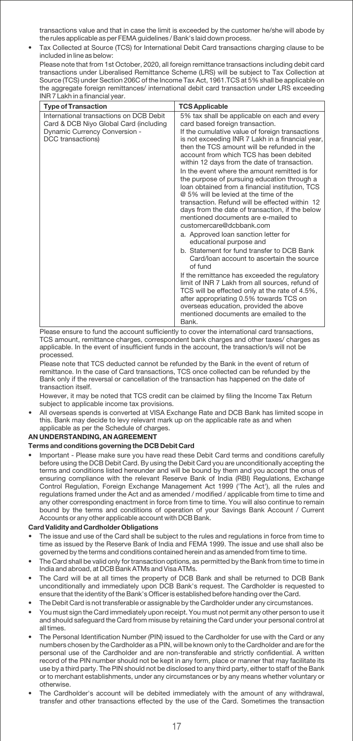transactions value and that in case the limit is exceeded by the customer he/she will abode by the rules applicable as per FEMA guidelines / Bank's laid down process.

- Tax Collected at Source (TCS) for International Debit Card transactions charging clause to be included in line as below:

  Please note that from 1st October, 2020, all foreign remittance transactions including debit card transactions under Liberalised Remittance Scheme (LRS) will be subject to Tax Collection at Source (TCS) under Section 206C of the Income Tax Act, 1961.TCS at 5% shall be applicable on the aggregate foreign remittances/ international debit card transaction under LRS exceeding INR 7 Lakh in a financial year.

| Type of Transaction | TCS Applicable |
|---|---|
| International transactions on DCB Debit Card & DCB Niyo Global Card (including Dynamic Currency Conversion - DCC transactions) | 5% tax shall be applicable on each and every card based foreign transaction.<br>If the cumulative value of foreign transactions is not exceeding INR 7 Lakh in a financial year, then the TCS amount will be refunded in the account from which TCS has been debited within 12 days from the date of transaction.<br>In the event where the amount remitted is for the purpose of pursuing education through a loan obtained from a financial institution, TCS @ 5% will be levied at the time of the transaction. Refund will be effected within 12 days from the date of transaction, if the below mentioned documents are e-mailed to customercare@dcbbank.com<br>a. Approved loan sanction letter for educational purpose and<br>b. Statement for fund transfer to DCB Bank Card/loan account to ascertain the source of fund<br>If the remittance has exceeded the regulatory limit of INR 7 Lakh from all sources, refund of TCS will be effected only at the rate of 4.5%, after appropriating 0.5% towards TCS on overseas education, provided the above mentioned documents are emailed to the Bank. |

Please ensure to fund the account sufficiently to cover the international card transactions, TCS amount, remittance charges, correspondent bank charges and other taxes/ charges as applicable. In the event of insufficient funds in the account, the transaction/s will not be processed.

Please note that TCS deducted cannot be refunded by the Bank in the event of return of remittance. In the case of Card transactions, TCS once collected can be refunded by the Bank only if the reversal or cancellation of the transaction has happened on the date of transaction itself.

However, it may be noted that TCS credit can be claimed by filing the Income Tax Return subject to applicable income tax provisions.

- All overseas spends is converted at VISA Exchange Rate and DCB Bank has limited scope in this. Bank may decide to levy relevant mark up on the applicable rate as and when applicable as per the Schedule of charges.

## AN UNDERSTANDING, AN AGREEMENT

### Terms and conditions governing the DCB Debit Card

- Important - Please make sure you have read these Debit Card terms and conditions carefully before using the DCB Debit Card. By using the Debit Card you are unconditionally accepting the terms and conditions listed hereunder and will be bound by them and you accept the onus of ensuring compliance with the relevant Reserve Bank of India (RBI) Regulations, Exchange Control Regulation, Foreign Exchange Management Act 1999 ('The Act'), all the rules and regulations framed under the Act and as amended / modified / applicable from time to time and any other corresponding enactment in force from time to time. You will also continue to remain bound by the terms and conditions of operation of your Savings Bank Account / Current Accounts or any other applicable account with DCB Bank.

### Card Validity and Cardholder Obligations

- The issue and use of the Card shall be subject to the rules and regulations in force from time to time as issued by the Reserve Bank of India and FEMA 1999. The issue and use shall also be governed by the terms and conditions contained herein and as amended from time to time.
- The Card shall be valid only for transaction options, as permitted by the Bank from time to time in India and abroad, at DCB Bank ATMs and Visa ATMs.
- The Card will be at all times the property of DCB Bank and shall be returned to DCB Bank unconditionally and immediately upon DCB Bank's request. The Cardholder is requested to ensure that the identity of the Bank's Officer is established before handing over the Card.
- The Debit Card is not transferable or assignable by the Cardholder under any circumstances.
- You must sign the Card immediately upon receipt. You must not permit any other person to use it and should safeguard the Card from misuse by retaining the Card under your personal control at all times.
- The Personal Identification Number (PIN) issued to the Cardholder for use with the Card or any numbers chosen by the Cardholder as a PIN, will be known only to the Cardholder and are for the personal use of the Cardholder and are non-transferable and strictly confidential. A written record of the PIN number should not be kept in any form, place or manner that may facilitate its use by a third party. The PIN should not be disclosed to any third party, either to staff of the Bank or to merchant establishments, under any circumstances or by any means whether voluntary or otherwise.
- The Cardholder's account will be debited immediately with the amount of any withdrawal, transfer and other transactions effected by the use of the Card. Sometimes the transaction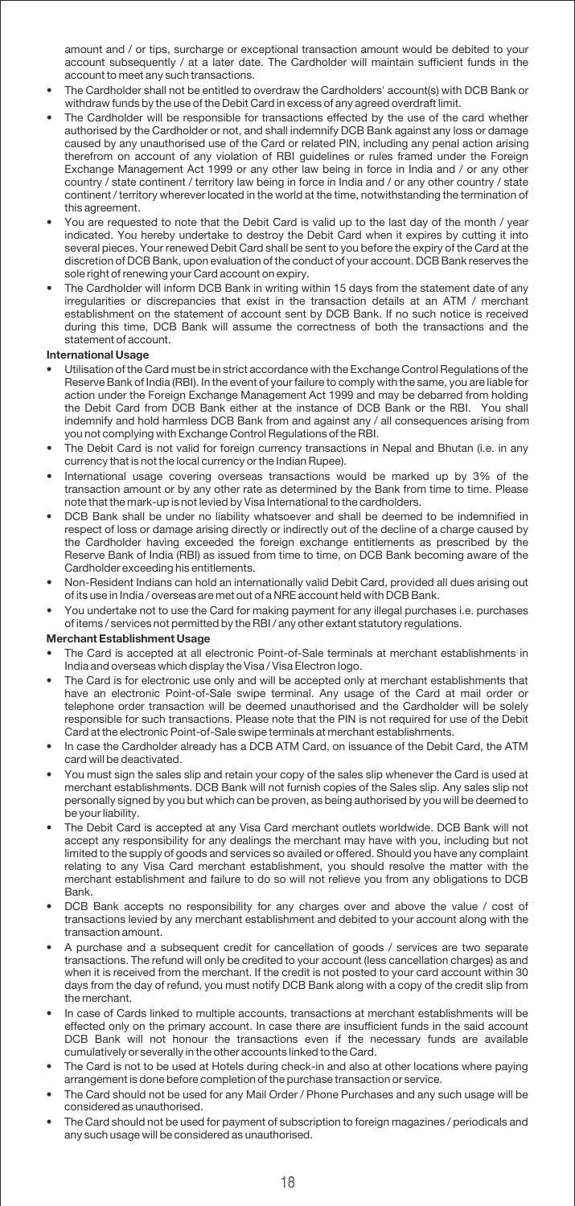amount and / or tips, surcharge or exceptional transaction amount would be debited to your account subsequently / at a later date. The Cardholder will maintain sufficient funds in the account to meet any such transactions.

- The Cardholder shall not be entitled to overdraw the Cardholders' account(s) with DCB Bank or withdraw funds by the use of the Debit Card in excess of any agreed overdraft limit.
- The Cardholder will be responsible for transactions effected by the use of the card whether authorised by the Cardholder or not, and shall indemnify DCB Bank against any loss or damage caused by any unauthorised use of the Card or related PIN, including any penal action arising therefrom on account of any violation of RBI guidelines or rules framed under the Foreign Exchange Management Act 1999 or any other law being in force in India and / or any other country / state continent / territory law being in force in India and / or any other country / state continent / territory wherever located in the world at the time, notwithstanding the termination of this agreement.
- You are requested to note that the Debit Card is valid up to the last day of the month / year indicated. You hereby undertake to destroy the Debit Card when it expires by cutting it into several pieces. Your renewed Debit Card shall be sent to you before the expiry of the Card at the discretion of DCB Bank, upon evaluation of the conduct of your account. DCB Bank reserves the sole right of renewing your Card account on expiry.
- The Cardholder will inform DCB Bank in writing within 15 days from the statement date of any irregularities or discrepancies that exist in the transaction details at an ATM / merchant establishment on the statement of account sent by DCB Bank. If no such notice is received during this time, DCB Bank will assume the correctness of both the transactions and the statement of account.

**International Usage**

- Utilisation of the Card must be in strict accordance with the Exchange Control Regulations of the Reserve Bank of India (RBI). In the event of your failure to comply with the same, you are liable for action under the Foreign Exchange Management Act 1999 and may be debarred from holding the Debit Card from DCB Bank either at the instance of DCB Bank or the RBI. You shall indemnify and hold harmless DCB Bank from and against any / all consequences arising from you not complying with Exchange Control Regulations of the RBI.
- The Debit Card is not valid for foreign currency transactions in Nepal and Bhutan (i.e. in any currency that is not the local currency or the Indian Rupee).
- International usage covering overseas transactions would be marked up by 3% of the transaction amount or by any other rate as determined by the Bank from time to time. Please note that the mark-up is not levied by Visa International to the cardholders.
- DCB Bank shall be under no liability whatsoever and shall be deemed to be indemnified in respect of loss or damage arising directly or indirectly out of the decline of a charge caused by the Cardholder having exceeded the foreign exchange entitlements as prescribed by the Reserve Bank of India (RBI) as issued from time to time, on DCB Bank becoming aware of the Cardholder exceeding his entitlements.
- Non-Resident Indians can hold an internationally valid Debit Card, provided all dues arising out of its use in India / overseas are met out of a NRE account held with DCB Bank.
- You undertake not to use the Card for making payment for any illegal purchases i.e. purchases of items / services not permitted by the RBI / any other extant statutory regulations.

**Merchant Establishment Usage**

- The Card is accepted at all electronic Point-of-Sale terminals at merchant establishments in India and overseas which display the Visa / Visa Electron logo.
- The Card is for electronic use only and will be accepted only at merchant establishments that have an electronic Point-of-Sale swipe terminal. Any usage of the Card at mail order or telephone order transaction will be deemed unauthorised and the Cardholder will be solely responsible for such transactions. Please note that the PIN is not required for use of the Debit Card at the electronic Point-of-Sale swipe terminals at merchant establishments.
- In case the Cardholder already has a DCB ATM Card, on issuance of the Debit Card, the ATM card will be deactivated.
- You must sign the sales slip and retain your copy of the sales slip whenever the Card is used at merchant establishments. DCB Bank will not furnish copies of the Sales slip. Any sales slip not personally signed by you but which can be proven, as being authorised by you will be deemed to be your liability.
- The Debit Card is accepted at any Visa Card merchant outlets worldwide. DCB Bank will not accept any responsibility for any dealings the merchant may have with you, including but not limited to the supply of goods and services so availed or offered. Should you have any complaint relating to any Visa Card merchant establishment, you should resolve the matter with the merchant establishment and failure to do so will not relieve you from any obligations to DCB Bank.
- DCB Bank accepts no responsibility for any charges over and above the value / cost of transactions levied by any merchant establishment and debited to your account along with the transaction amount.
- A purchase and a subsequent credit for cancellation of goods / services are two separate transactions. The refund will only be credited to your account (less cancellation charges) as and when it is received from the merchant. If the credit is not posted to your card account within 30 days from the day of refund, you must notify DCB Bank along with a copy of the credit slip from the merchant.
- In case of Cards linked to multiple accounts, transactions at merchant establishments will be effected only on the primary account. In case there are insufficient funds in the said account DCB Bank will not honour the transactions even if the necessary funds are available cumulatively or severally in the other accounts linked to the Card.
- The Card is not to be used at Hotels during check-in and also at other locations where paying arrangement is done before completion of the purchase transaction or service.
- The Card should not be used for any Mail Order / Phone Purchases and any such usage will be considered as unauthorised.
- The Card should not be used for payment of subscription to foreign magazines / periodicals and any such usage will be considered as unauthorised.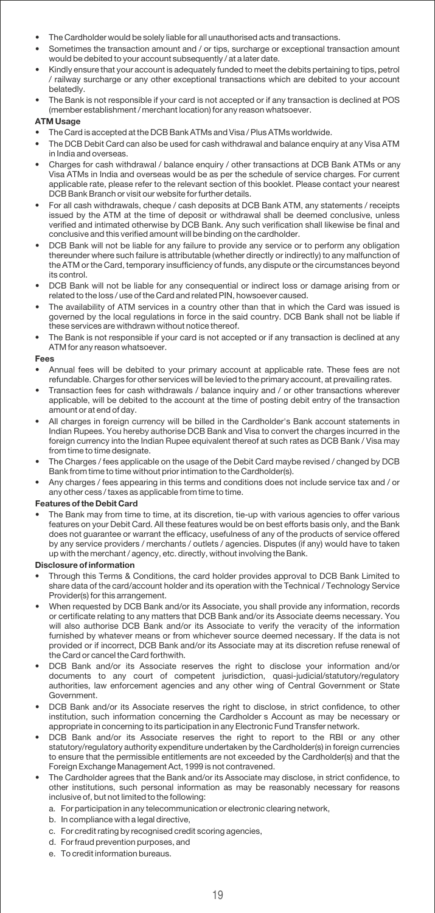- The Cardholder would be solely liable for all unauthorised acts and transactions.
- Sometimes the transaction amount and / or tips, surcharge or exceptional transaction amount would be debited to your account subsequently / at a later date.
- Kindly ensure that your account is adequately funded to meet the debits pertaining to tips, petrol / railway surcharge or any other exceptional transactions which are debited to your account belatedly.
- The Bank is not responsible if your card is not accepted or if any transaction is declined at POS (member establishment / merchant location) for any reason whatsoever.

**ATM Usage**

- The Card is accepted at the DCB Bank ATMs and Visa / Plus ATMs worldwide.
- The DCB Debit Card can also be used for cash withdrawal and balance enquiry at any Visa ATM in India and overseas.
- Charges for cash withdrawal / balance enquiry / other transactions at DCB Bank ATMs or any Visa ATMs in India and overseas would be as per the schedule of service charges. For current applicable rate, please refer to the relevant section of this booklet. Please contact your nearest DCB Bank Branch or visit our website for further details.
- For all cash withdrawals, cheque / cash deposits at DCB Bank ATM, any statements / receipts issued by the ATM at the time of deposit or withdrawal shall be deemed conclusive, unless verified and intimated otherwise by DCB Bank. Any such verification shall likewise be final and conclusive and this verified amount will be binding on the cardholder.
- DCB Bank will not be liable for any failure to provide any service or to perform any obligation thereunder where such failure is attributable (whether directly or indirectly) to any malfunction of the ATM or the Card, temporary insufficiency of funds, any dispute or the circumstances beyond its control.
- DCB Bank will not be liable for any consequential or indirect loss or damage arising from or related to the loss / use of the Card and related PIN, howsoever caused.
- The availability of ATM services in a country other than that in which the Card was issued is governed by the local regulations in force in the said country. DCB Bank shall not be liable if these services are withdrawn without notice thereof.
- The Bank is not responsible if your card is not accepted or if any transaction is declined at any ATM for any reason whatsoever.

**Fees**

- Annual fees will be debited to your primary account at applicable rate. These fees are not refundable. Charges for other services will be levied to the primary account, at prevailing rates.
- Transaction fees for cash withdrawals / balance inquiry and / or other transactions wherever applicable, will be debited to the account at the time of posting debit entry of the transaction amount or at end of day.
- All charges in foreign currency will be billed in the Cardholder's Bank account statements in Indian Rupees. You hereby authorise DCB Bank and Visa to convert the charges incurred in the foreign currency into the Indian Rupee equivalent thereof at such rates as DCB Bank / Visa may from time to time designate.
- The Charges / fees applicable on the usage of the Debit Card maybe revised / changed by DCB Bank from time to time without prior intimation to the Cardholder(s).
- Any charges / fees appearing in this terms and conditions does not include service tax and / or any other cess / taxes as applicable from time to time.

**Features of the Debit Card**

- The Bank may from time to time, at its discretion, tie-up with various agencies to offer various features on your Debit Card. All these features would be on best efforts basis only, and the Bank does not guarantee or warrant the efficacy, usefulness of any of the products of service offered by any service providers / merchants / outlets / agencies. Disputes (if any) would have to taken up with the merchant / agency, etc. directly, without involving the Bank.

**Disclosure of information**

- Through this Terms & Conditions, the card holder provides approval to DCB Bank Limited to share data of the card/account holder and its operation with the Technical / Technology Service Provider(s) for this arrangement.
- When requested by DCB Bank and/or its Associate, you shall provide any information, records or certificate relating to any matters that DCB Bank and/or its Associate deems necessary. You will also authorise DCB Bank and/or its Associate to verify the veracity of the information furnished by whatever means or from whichever source deemed necessary. If the data is not provided or if incorrect, DCB Bank and/or its Associate may at its discretion refuse renewal of the Card or cancel the Card forthwith.
- DCB Bank and/or its Associate reserves the right to disclose your information and/or documents to any court of competent jurisdiction, quasi-judicial/statutory/regulatory authorities, law enforcement agencies and any other wing of Central Government or State Government.
- DCB Bank and/or its Associate reserves the right to disclose, in strict confidence, to other institution, such information concerning the Cardholder s Account as may be necessary or appropriate in concerning to its participation in any Electronic Fund Transfer network.
- DCB Bank and/or its Associate reserves the right to report to the RBI or any other statutory/regulatory authority expenditure undertaken by the Cardholder(s) in foreign currencies to ensure that the permissible entitlements are not exceeded by the Cardholder(s) and that the Foreign Exchange Management Act, 1999 is not contravened.
- The Cardholder agrees that the Bank and/or its Associate may disclose, in strict confidence, to other institutions, such personal information as may be reasonably necessary for reasons inclusive of, but not limited to the following:
  a. For participation in any telecommunication or electronic clearing network,
  b. In compliance with a legal directive,
  c. For credit rating by recognised credit scoring agencies,
  d. For fraud prevention purposes, and
  e. To credit information bureaus.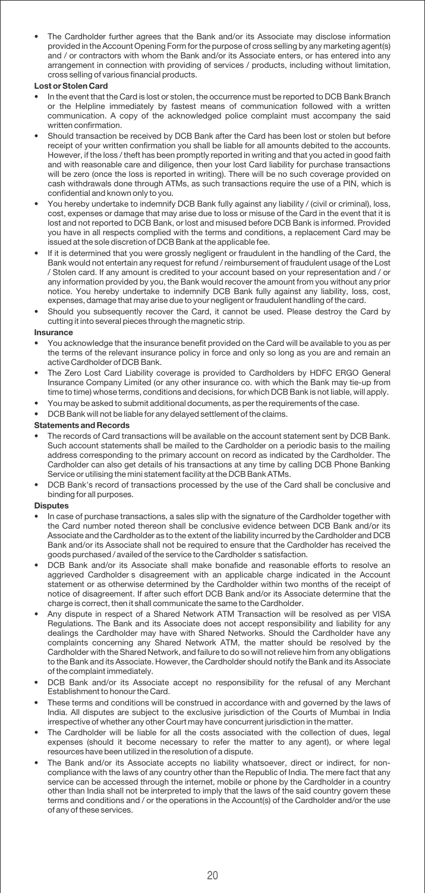- The Cardholder further agrees that the Bank and/or its Associate may disclose information provided in the Account Opening Form for the purpose of cross selling by any marketing agent(s) and / or contractors with whom the Bank and/or its Associate enters, or has entered into any arrangement in connection with providing of services / products, including without limitation, cross selling of various financial products.

**Lost or Stolen Card**

- In the event that the Card is lost or stolen, the occurrence must be reported to DCB Bank Branch or the Helpline immediately by fastest means of communication followed with a written communication. A copy of the acknowledged police complaint must accompany the said written confirmation.
- Should transaction be received by DCB Bank after the Card has been lost or stolen but before receipt of your written confirmation you shall be liable for all amounts debited to the accounts. However, if the loss / theft has been promptly reported in writing and that you acted in good faith and with reasonable care and diligence, then your lost Card liability for purchase transactions will be zero (once the loss is reported in writing). There will be no such coverage provided on cash withdrawals done through ATMs, as such transactions require the use of a PIN, which is confidential and known only to you.
- You hereby undertake to indemnify DCB Bank fully against any liability / (civil or criminal), loss, cost, expenses or damage that may arise due to loss or misuse of the Card in the event that it is lost and not reported to DCB Bank, or lost and misused before DCB Bank is informed. Provided you have in all respects complied with the terms and conditions, a replacement Card may be issued at the sole discretion of DCB Bank at the applicable fee.
- If it is determined that you were grossly negligent or fraudulent in the handling of the Card, the Bank would not entertain any request for refund / reimbursement of fraudulent usage of the Lost / Stolen card. If any amount is credited to your account based on your representation and / or any information provided by you, the Bank would recover the amount from you without any prior notice. You hereby undertake to indemnify DCB Bank fully against any liability, loss, cost, expenses, damage that may arise due to your negligent or fraudulent handling of the card.
- Should you subsequently recover the Card, it cannot be used. Please destroy the Card by cutting it into several pieces through the magnetic strip.

**Insurance**

- You acknowledge that the insurance benefit provided on the Card will be available to you as per the terms of the relevant insurance policy in force and only so long as you are and remain an active Cardholder of DCB Bank.
- The Zero Lost Card Liability coverage is provided to Cardholders by HDFC ERGO General Insurance Company Limited (or any other insurance co. with which the Bank may tie-up from time to time) whose terms, conditions and decisions, for which DCB Bank is not liable, will apply.
- You may be asked to submit additional documents, as per the requirements of the case.
- DCB Bank will not be liable for any delayed settlement of the claims.

**Statements and Records**

- The records of Card transactions will be available on the account statement sent by DCB Bank. Such account statements shall be mailed to the Cardholder on a periodic basis to the mailing address corresponding to the primary account on record as indicated by the Cardholder. The Cardholder can also get details of his transactions at any time by calling DCB Phone Banking Service or utilising the mini statement facility at the DCB Bank ATMs.
- DCB Bank's record of transactions processed by the use of the Card shall be conclusive and binding for all purposes.

**Disputes**

- In case of purchase transactions, a sales slip with the signature of the Cardholder together with the Card number noted thereon shall be conclusive evidence between DCB Bank and/or its Associate and the Cardholder as to the extent of the liability incurred by the Cardholder and DCB Bank and/or its Associate shall not be required to ensure that the Cardholder has received the goods purchased / availed of the service to the Cardholder s satisfaction.
- DCB Bank and/or its Associate shall make bonafide and reasonable efforts to resolve an aggrieved Cardholder s disagreement with an applicable charge indicated in the Account statement or as otherwise determined by the Cardholder within two months of the receipt of notice of disagreement. If after such effort DCB Bank and/or its Associate determine that the charge is correct, then it shall communicate the same to the Cardholder.
- Any dispute in respect of a Shared Network ATM Transaction will be resolved as per VISA Regulations. The Bank and its Associate does not accept responsibility and liability for any dealings the Cardholder may have with Shared Networks. Should the Cardholder have any complaints concerning any Shared Network ATM, the matter should be resolved by the Cardholder with the Shared Network, and failure to do so will not relieve him from any obligations to the Bank and its Associate. However, the Cardholder should notify the Bank and its Associate of the complaint immediately.
- DCB Bank and/or its Associate accept no responsibility for the refusal of any Merchant Establishment to honour the Card.
- These terms and conditions will be construed in accordance with and governed by the laws of India. All disputes are subject to the exclusive jurisdiction of the Courts of Mumbai in India irrespective of whether any other Court may have concurrent jurisdiction in the matter.
- The Cardholder will be liable for all the costs associated with the collection of dues, legal expenses (should it become necessary to refer the matter to any agent), or where legal resources have been utilized in the resolution of a dispute.
- The Bank and/or its Associate accepts no liability whatsoever, direct or indirect, for non-compliance with the laws of any country other than the Republic of India. The mere fact that any service can be accessed through the internet, mobile or phone by the Cardholder in a country other than India shall not be interpreted to imply that the laws of the said country govern these terms and conditions and / or the operations in the Account(s) of the Cardholder and/or the use of any of these services.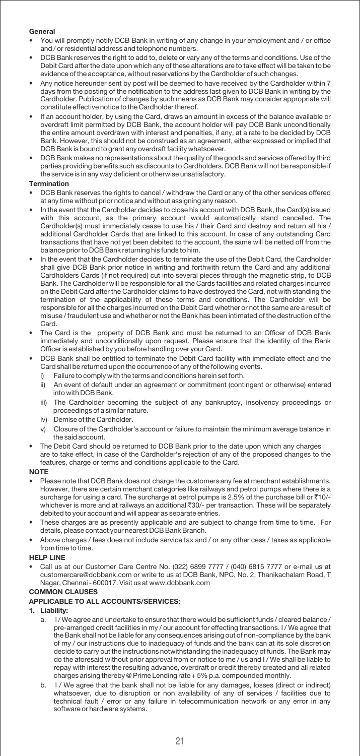**General**

- You will promptly notify DCB Bank in writing of any change in your employment and / or office and / or residential address and telephone numbers.
- DCB Bank reserves the right to add to, delete or vary any of the terms and conditions. Use of the Debit Card after the date upon which any of these alterations are to take effect will be taken to be evidence of the acceptance, without reservations by the Cardholder of such changes.
- Any notice hereunder sent by post will be deemed to have received by the Cardholder within 7 days from the posting of the notification to the address last given to DCB Bank in writing by the Cardholder. Publication of changes by such means as DCB Bank may consider appropriate will constitute effective notice to the Cardholder thereof.
- If an account holder, by using the Card, draws an amount in excess of the balance available or overdraft limit permitted by DCB Bank, the account holder will pay DCB Bank unconditionally the entire amount overdrawn with interest and penalties, if any, at a rate to be decided by DCB Bank. However, this should not be construed as an agreement, either expressed or implied that DCB Bank is bound to grant any overdraft facility whatsoever.
- DCB Bank makes no representations about the quality of the goods and services offered by third parties providing benefits such as discounts to Cardholders. DCB Bank will not be responsible if the service is in any way deficient or otherwise unsatisfactory.

**Termination**

- DCB Bank reserves the rights to cancel / withdraw the Card or any of the other services offered at any time without prior notice and without assigning any reason.
- In the event that the Cardholder decides to close his account with DCB Bank, the Card(s) issued with this account, as the primary account would automatically stand cancelled. The Cardholder(s) must immediately cease to use his / their Card and destroy and return all his / additional Cardholder Cards that are linked to this account. In case of any outstanding Card transactions that have not yet been debited to the account, the same will be netted off from the balance prior to DCB Bank returning his funds to him.
- In the event that the Cardholder decides to terminate the use of the Debit Card, the Cardholder shall give DCB Bank prior notice in writing and forthwith return the Card and any additional Cardholders Cards (if not required) cut into several pieces through the magnetic strip, to DCB Bank. The Cardholder will be responsible for all the Cards facilities and related charges incurred on the Debit Card after the Cardholder claims to have destroyed the Card, not with standing the termination of the applicability of these terms and conditions. The Cardholder will be responsible for all the charges incurred on the Debit Card whether or not the same are a result of misuse / fraudulent use and whether or not the Bank has been intimated of the destruction of the Card.
- The Card is the property of DCB Bank and must be returned to an Officer of DCB Bank immediately and unconditionally upon request. Please ensure that the identity of the Bank Officer is established by you before handling over your Card.
- DCB Bank shall be entitled to terminate the Debit Card facility with immediate effect and the Card shall be returned upon the occurrence of any of the following events.
  - i) Failure to comply with the terms and conditions herein set forth.
  - ii) An event of default under an agreement or commitment (contingent or otherwise) entered into with DCB Bank.
  - iii) The Cardholder becoming the subject of any bankruptcy, insolvency proceedings or proceedings of a similar nature.
  - iv) Demise of the Cardholder.
  - v) Closure of the Cardholder's account or failure to maintain the minimum average balance in the said account.
- The Debit Card should be returned to DCB Bank prior to the date upon which any charges are to take effect, in case of the Cardholder's rejection of any of the proposed changes to the features, charge or terms and conditions applicable to the Card.

**NOTE**

- Please note that DCB Bank does not charge the customers any fee at merchant establishments. However, there are certain merchant categories like railways and petrol pumps where there is a surcharge for using a card. The surcharge at petrol pumps is 2.5% of the purchase bill or ₹10/- whichever is more and at railways an additional ₹30/- per transaction. These will be separately debited to your account and will appear as separate entries.
- These charges are as presently applicable and are subject to change from time to time. For details, please contact your nearest DCB Bank Branch.
- Above charges / fees does not include service tax and / or any other cess / taxes as applicable from time to time.

**HELP LINE**

- Call us at our Customer Care Centre No. (022) 6899 7777 / (040) 6815 7777 or e-mail us at customercare@dcbbank.com or write to us at DCB Bank, NPC, No. 2, Thanikachalam Road, T Nagar, Chennai - 600017. Visit us at www.dcbbank.com

**COMMON CLAUSES**

**APPLICABLE TO ALL ACCOUNTS/SERVICES:**

**1. Liability:**

a. I / We agree and undertake to ensure that there would be sufficient funds / cleared balance / pre-arranged credit facilities in my / our account for effecting transactions. I / We agree that the Bank shall not be liable for any consequences arising out of non-compliance by the bank of my / our instructions due to inadequacy of funds and the bank can at its sole discretion decide to carry out the instructions notwithstanding the inadequacy of funds. The Bank may do the aforesaid without prior approval from or notice to me / us and I / We shall be liable to repay with interest the resulting advance, overdraft or credit thereby created and all related charges arising thereby @ Prime Lending rate + 5% p.a. compounded monthly.

b. I / We agree that the bank shall not be liable for any damages, losses (direct or indirect) whatsoever, due to disruption or non availability of any of services / facilities due to technical fault / error or any failure in telecommunication network or any error in any software or hardware systems.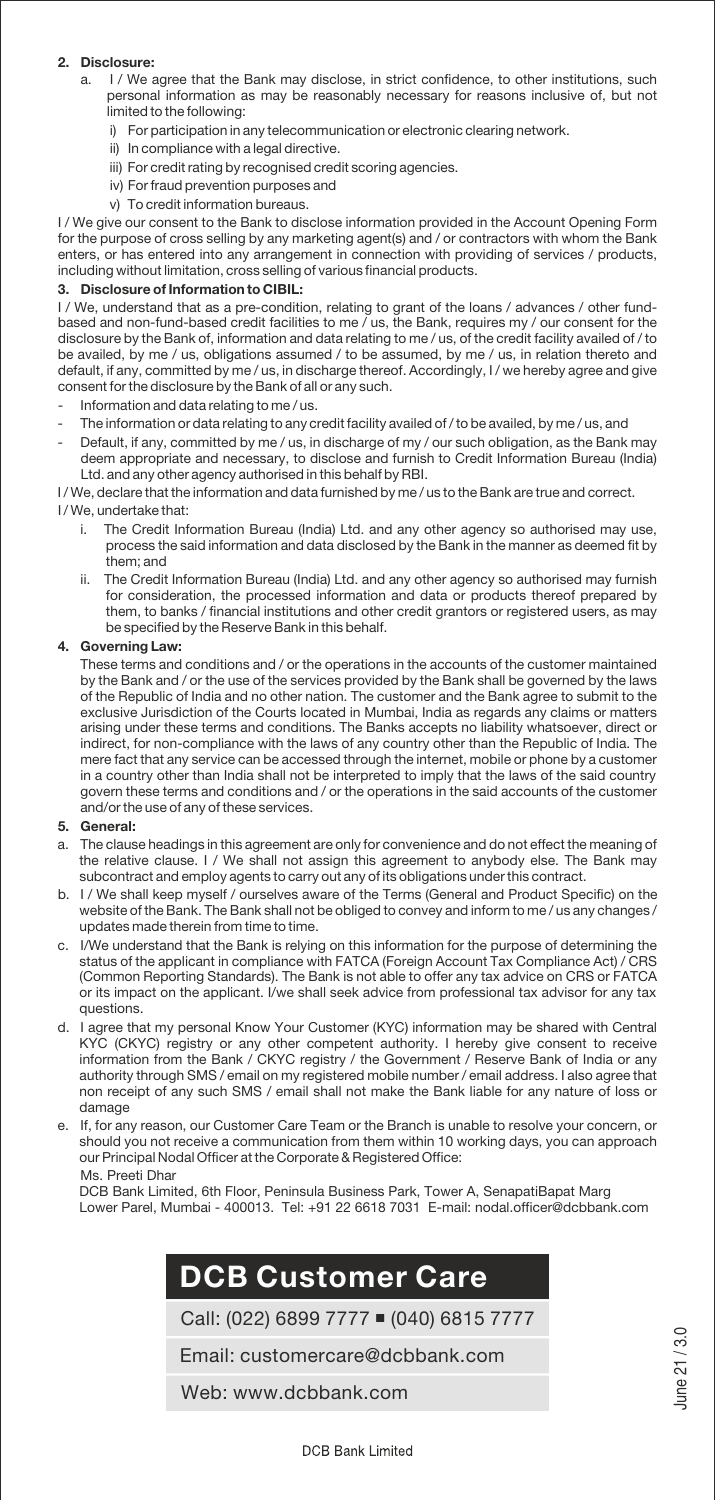**2. Disclosure:**

a. I / We agree that the Bank may disclose, in strict confidence, to other institutions, such personal information as may be reasonably necessary for reasons inclusive of, but not limited to the following:

   i) For participation in any telecommunication or electronic clearing network.
   ii) In compliance with a legal directive.
   iii) For credit rating by recognised credit scoring agencies.
   iv) For fraud prevention purposes and
   v) To credit information bureaus.

I / We give our consent to the Bank to disclose information provided in the Account Opening Form for the purpose of cross selling by any marketing agent(s) and / or contractors with whom the Bank enters, or has entered into any arrangement in connection with providing of services / products, including without limitation, cross selling of various financial products.

**3. Disclosure of Information to CIBIL:**

I / We, understand that as a pre-condition, relating to grant of the loans / advances / other fund-based and non-fund-based credit facilities to me / us, the Bank, requires my / our consent for the disclosure by the Bank of, information and data relating to me / us, of the credit facility availed of / to be availed, by me / us, obligations assumed / to be assumed, by me / us, in relation thereto and default, if any, committed by me / us, in discharge thereof. Accordingly, I / we hereby agree and give consent for the disclosure by the Bank of all or any such.

- Information and data relating to me / us.
- The information or data relating to any credit facility availed of / to be availed, by me / us, and
- Default, if any, committed by me / us, in discharge of my / our such obligation, as the Bank may deem appropriate and necessary, to disclose and furnish to Credit Information Bureau (India) Ltd. and any other agency authorised in this behalf by RBI.

I / We, declare that the information and data furnished by me / us to the Bank are true and correct.

I / We, undertake that:

i. The Credit Information Bureau (India) Ltd. and any other agency so authorised may use, process the said information and data disclosed by the Bank in the manner as deemed fit by them; and
ii. The Credit Information Bureau (India) Ltd. and any other agency so authorised may furnish for consideration, the processed information and data or products thereof prepared by them, to banks / financial institutions and other credit grantors or registered users, as may be specified by the Reserve Bank in this behalf.

**4. Governing Law:**

These terms and conditions and / or the operations in the accounts of the customer maintained by the Bank and / or the use of the services provided by the Bank shall be governed by the laws of the Republic of India and no other nation. The customer and the Bank agree to submit to the exclusive Jurisdiction of the Courts located in Mumbai, India as regards any claims or matters arising under these terms and conditions. The Banks accepts no liability whatsoever, direct or indirect, for non-compliance with the laws of any country other than the Republic of India. The mere fact that any service can be accessed through the internet, mobile or phone by a customer in a country other than India shall not be interpreted to imply that the laws of the said country govern these terms and conditions and / or the operations in the said accounts of the customer and/or the use of any of these services.

**5. General:**

a. The clause headings in this agreement are only for convenience and do not effect the meaning of the relative clause. I / We shall not assign this agreement to anybody else. The Bank may subcontract and employ agents to carry out any of its obligations under this contract.

b. I / We shall keep myself / ourselves aware of the Terms (General and Product Specific) on the website of the Bank. The Bank shall not be obliged to convey and inform to me / us any changes / updates made therein from time to time.

c. I/We understand that the Bank is relying on this information for the purpose of determining the status of the applicant in compliance with FATCA (Foreign Account Tax Compliance Act) / CRS (Common Reporting Standards). The Bank is not able to offer any tax advice on CRS or FATCA or its impact on the applicant. I/we shall seek advice from professional tax advisor for any tax questions.

d. I agree that my personal Know Your Customer (KYC) information may be shared with Central KYC (CKYC) registry or any other competent authority. I hereby give consent to receive information from the Bank / CKYC registry / the Government / Reserve Bank of India or any authority through SMS / email on my registered mobile number / email address. I also agree that non receipt of any such SMS / email shall not make the Bank liable for any nature of loss or damage

e. If, for any reason, our Customer Care Team or the Branch is unable to resolve your concern, or should you not receive a communication from them within 10 working days, you can approach our Principal Nodal Officer at the Corporate & Registered Office:

Ms. Preeti Dhar

DCB Bank Limited, 6th Floor, Peninsula Business Park, Tower A, SenapatiBapat Marg Lower Parel, Mumbai - 400013. Tel: +91 22 6618 7031 E-mail: nodal.officer@dcbbank.com

## DCB Customer Care

Call: (022) 6899 7777 ■ (040) 6815 7777

Email: customercare@dcbbank.com

Web: www.dcbbank.com

June 21 / 3.0

DCB Bank Limited